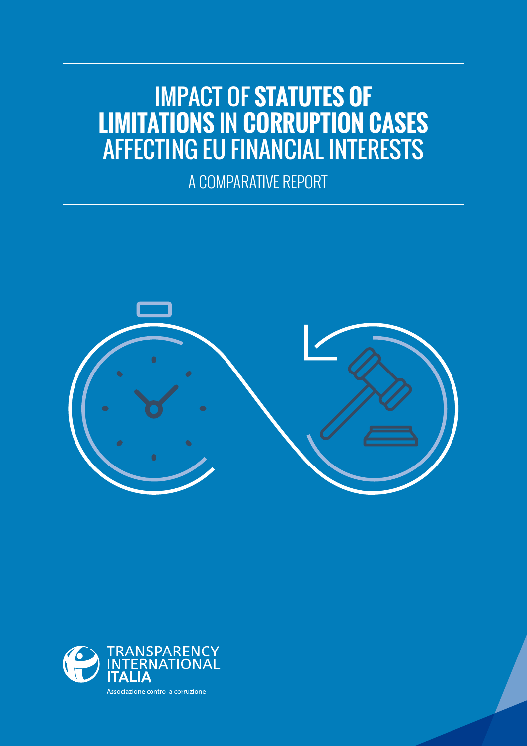# IMPACT OF **STATUTES OF LIMITATIONS** IN **CORRUPTION CASES** AFFECTING EU FINANCIAL INTERESTS

## A COMPARATIVE REPORT

TRANSPARENCY INTERNATIONAL
**ITALIA**
Associazione contro la corruzione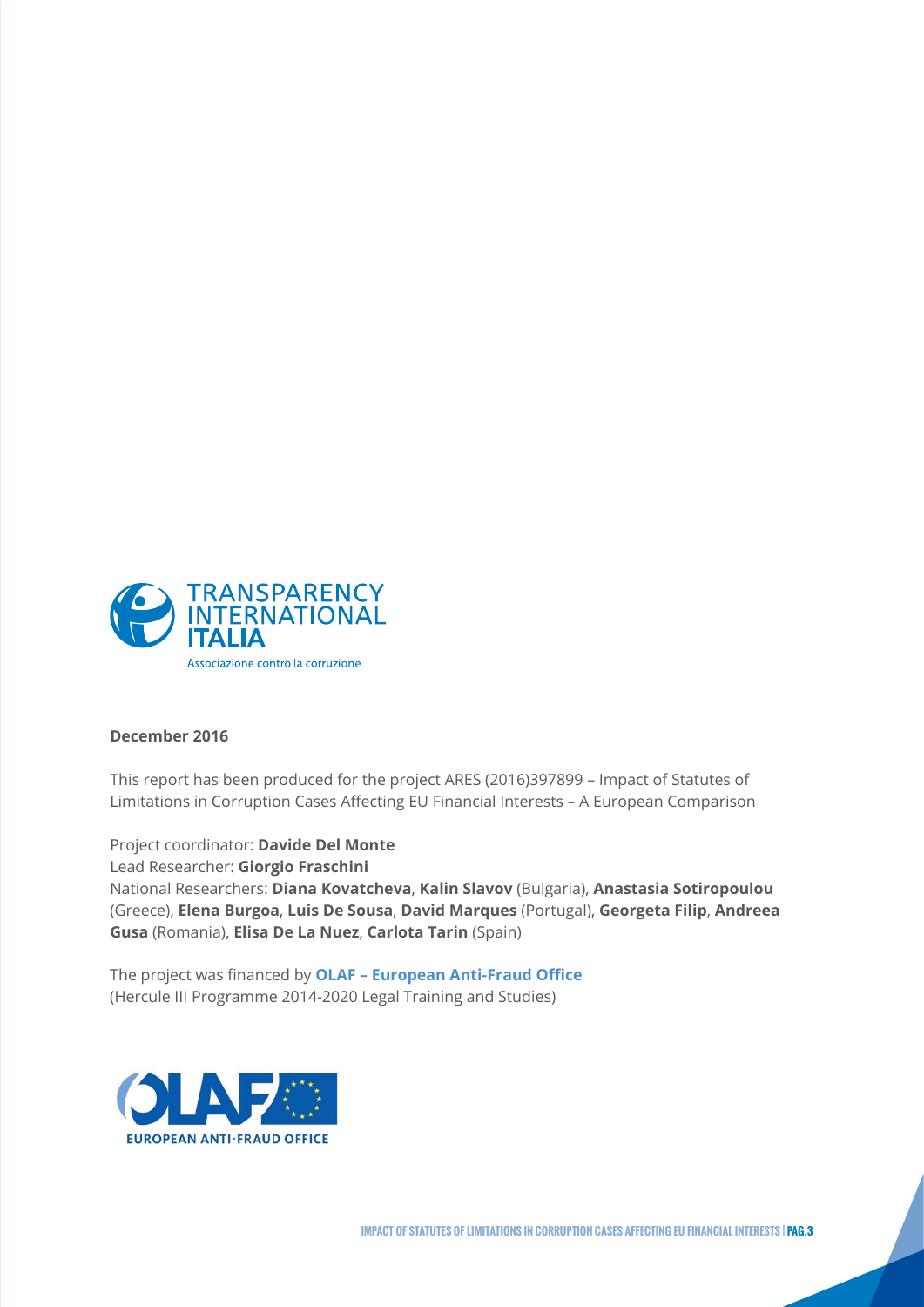TRANSPARENCY INTERNATIONAL ITALIA

Associazione contro la corruzione

**December 2016**

This report has been produced for the project ARES (2016)397899 – Impact of Statutes of Limitations in Corruption Cases Affecting EU Financial Interests – A European Comparison

Project coordinator: **Davide Del Monte**
Lead Researcher: **Giorgio Fraschini**
National Researchers: **Diana Kovatcheva**, **Kalin Slavov** (Bulgaria), **Anastasia Sotiropoulou** (Greece), **Elena Burgoa**, **Luis De Sousa**, **David Marques** (Portugal), **Georgeta Filip**, **Andreea Gusa** (Romania), **Elisa De La Nuez**, **Carlota Tarin** (Spain)

The project was financed by **OLAF – European Anti-Fraud Office**
(Hercule III Programme 2014-2020 Legal Training and Studies)

EUROPEAN ANTI-FRAUD OFFICE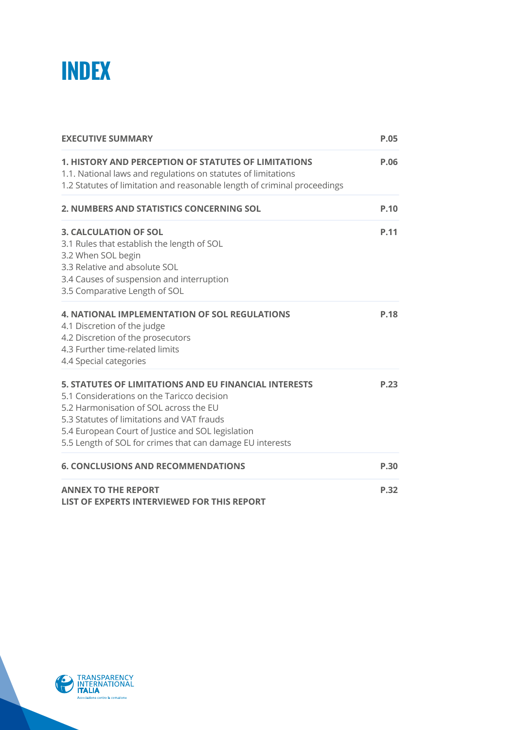# INDEX

| | |
|---|---|
| **EXECUTIVE SUMMARY** | **P.05** |
| **1. HISTORY AND PERCEPTION OF STATUTES OF LIMITATIONS**<br>1.1. National laws and regulations on statutes of limitations<br>1.2 Statutes of limitation and reasonable length of criminal proceedings | **P.06** |
| **2. NUMBERS AND STATISTICS CONCERNING SOL** | **P.10** |
| **3. CALCULATION OF SOL**<br>3.1 Rules that establish the length of SOL<br>3.2 When SOL begin<br>3.3 Relative and absolute SOL<br>3.4 Causes of suspension and interruption<br>3.5 Comparative Length of SOL | **P.11** |
| **4. NATIONAL IMPLEMENTATION OF SOL REGULATIONS**<br>4.1 Discretion of the judge<br>4.2 Discretion of the prosecutors<br>4.3 Further time-related limits<br>4.4 Special categories | **P.18** |
| **5. STATUTES OF LIMITATIONS AND EU FINANCIAL INTERESTS**<br>5.1 Considerations on the Taricco decision<br>5.2 Harmonisation of SOL across the EU<br>5.3 Statutes of limitations and VAT frauds<br>5.4 European Court of Justice and SOL legislation<br>5.5 Length of SOL for crimes that can damage EU interests | **P.23** |
| **6. CONCLUSIONS AND RECOMMENDATIONS** | **P.30** |
| **ANNEX TO THE REPORT**<br>**LIST OF EXPERTS INTERVIEWED FOR THIS REPORT** | **P.32** |

TRANSPARENCY INTERNATIONAL ITALIA
Associazione contro la corruzione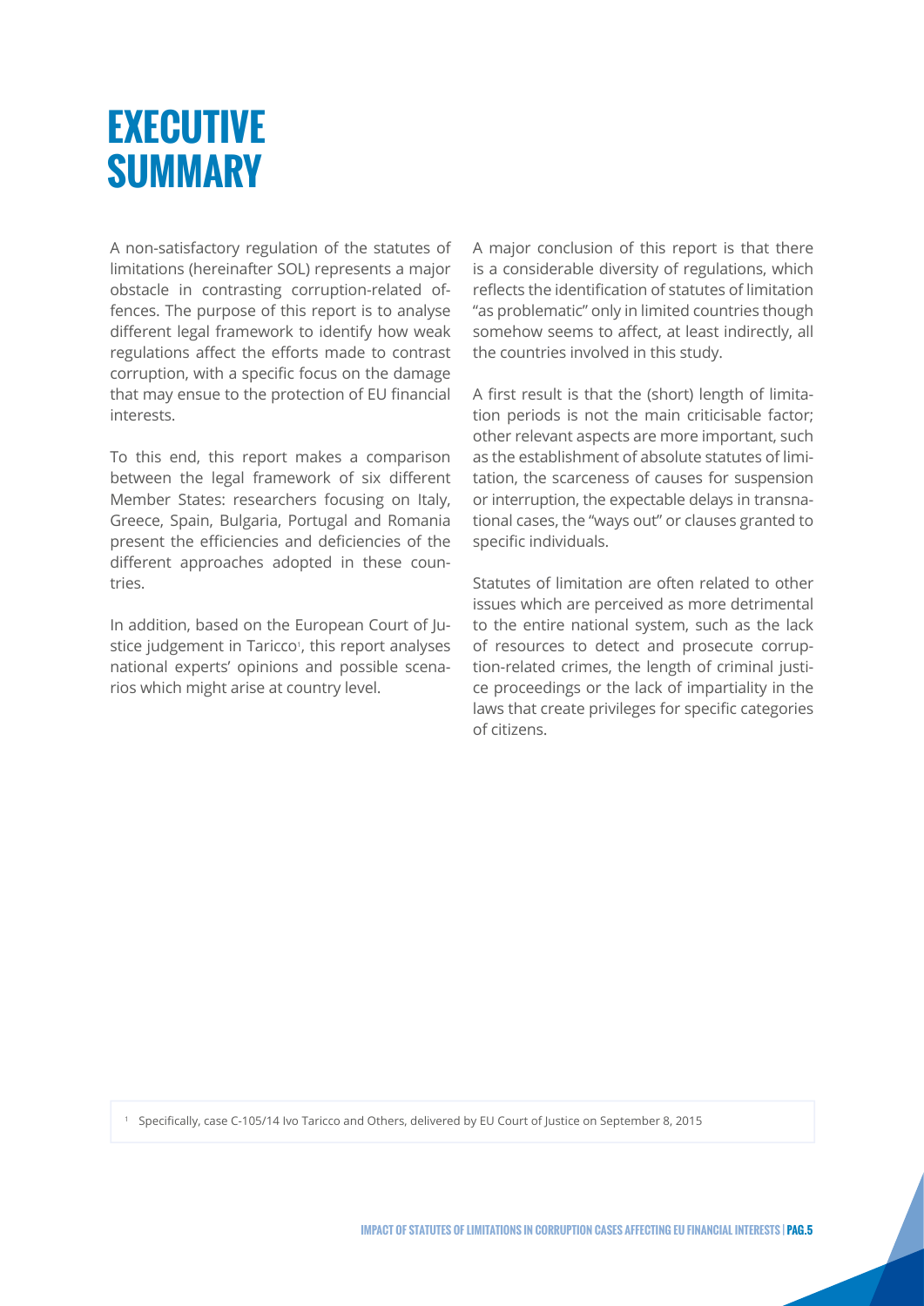# EXECUTIVE SUMMARY

A non-satisfactory regulation of the statutes of limitations (hereinafter SOL) represents a major obstacle in contrasting corruption-related offences. The purpose of this report is to analyse different legal framework to identify how weak regulations affect the efforts made to contrast corruption, with a specific focus on the damage that may ensue to the protection of EU financial interests.

To this end, this report makes a comparison between the legal framework of six different Member States: researchers focusing on Italy, Greece, Spain, Bulgaria, Portugal and Romania present the efficiencies and deficiencies of the different approaches adopted in these countries.

In addition, based on the European Court of Justice judgement in Taricco[1], this report analyses national experts' opinions and possible scenarios which might arise at country level.

A major conclusion of this report is that there is a considerable diversity of regulations, which reflects the identification of statutes of limitation "as problematic" only in limited countries though somehow seems to affect, at least indirectly, all the countries involved in this study.

A first result is that the (short) length of limitation periods is not the main criticisable factor; other relevant aspects are more important, such as the establishment of absolute statutes of limitation, the scarceness of causes for suspension or interruption, the expectable delays in transnational cases, the "ways out" or clauses granted to specific individuals.

Statutes of limitation are often related to other issues which are perceived as more detrimental to the entire national system, such as the lack of resources to detect and prosecute corruption-related crimes, the length of criminal justice proceedings or the lack of impartiality in the laws that create privileges for specific categories of citizens.

[1] Specifically, case C-105/14 Ivo Taricco and Others, delivered by EU Court of Justice on September 8, 2015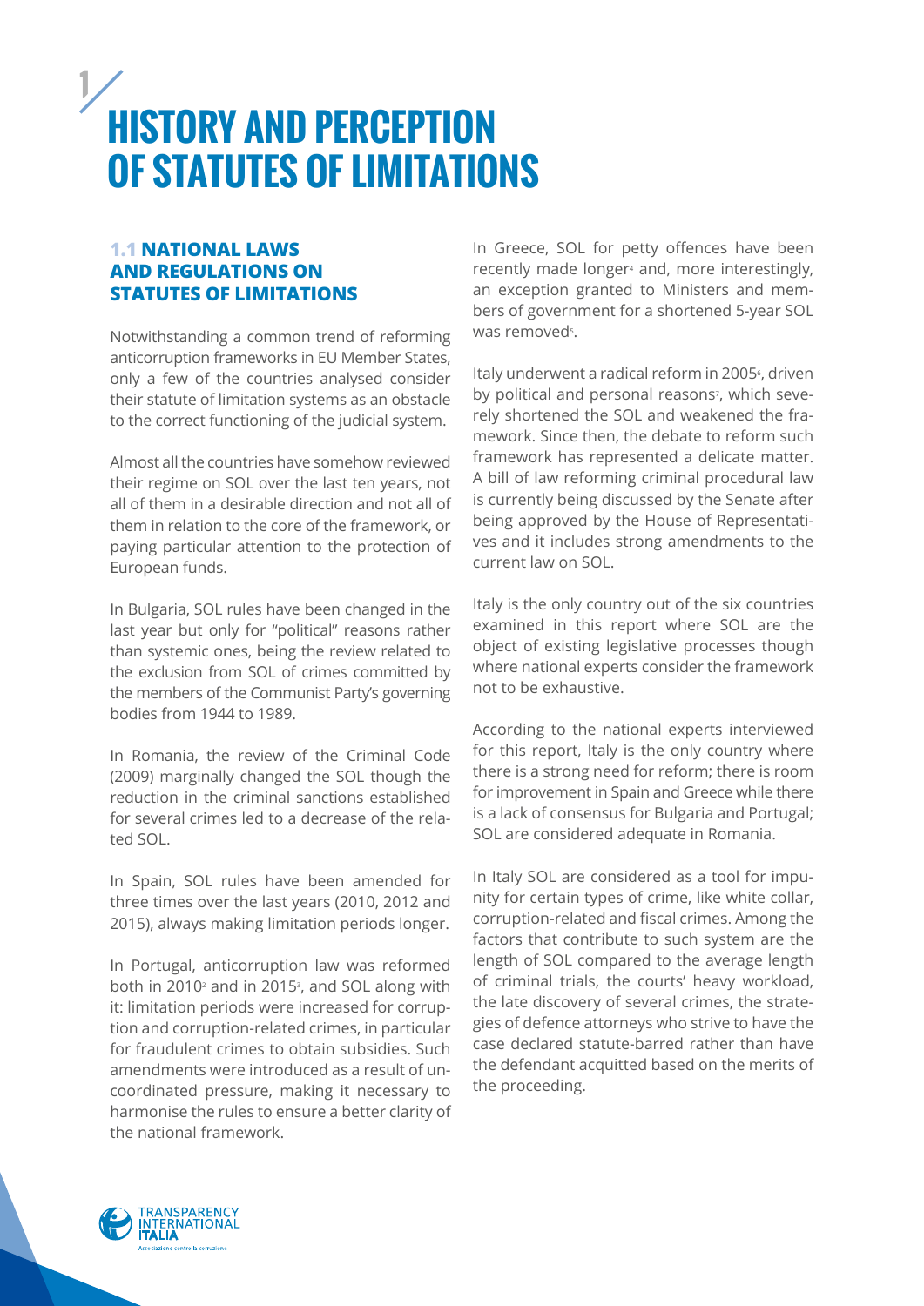# 1 HISTORY AND PERCEPTION OF STATUTES OF LIMITATIONS

## 1.1 NATIONAL LAWS AND REGULATIONS ON STATUTES OF LIMITATIONS

Notwithstanding a common trend of reforming anticorruption frameworks in EU Member States, only a few of the countries analysed consider their statute of limitation systems as an obstacle to the correct functioning of the judicial system.

Almost all the countries have somehow reviewed their regime on SOL over the last ten years, not all of them in a desirable direction and not all of them in relation to the core of the framework, or paying particular attention to the protection of European funds.

In Bulgaria, SOL rules have been changed in the last year but only for "political" reasons rather than systemic ones, being the review related to the exclusion from SOL of crimes committed by the members of the Communist Party's governing bodies from 1944 to 1989.

In Romania, the review of the Criminal Code (2009) marginally changed the SOL though the reduction in the criminal sanctions established for several crimes led to a decrease of the related SOL.

In Spain, SOL rules have been amended for three times over the last years (2010, 2012 and 2015), always making limitation periods longer.

In Portugal, anticorruption law was reformed both in 2010[2] and in 2015[3], and SOL along with it: limitation periods were increased for corruption and corruption-related crimes, in particular for fraudulent crimes to obtain subsidies. Such amendments were introduced as a result of uncoordinated pressure, making it necessary to harmonise the rules to ensure a better clarity of the national framework.

In Greece, SOL for petty offences have been recently made longer[4] and, more interestingly, an exception granted to Ministers and members of government for a shortened 5-year SOL was removed[5].

Italy underwent a radical reform in 2005[6], driven by political and personal reasons[7], which severely shortened the SOL and weakened the framework. Since then, the debate to reform such framework has represented a delicate matter. A bill of law reforming criminal procedural law is currently being discussed by the Senate after being approved by the House of Representatives and it includes strong amendments to the current law on SOL.

Italy is the only country out of the six countries examined in this report where SOL are the object of existing legislative processes though where national experts consider the framework not to be exhaustive.

According to the national experts interviewed for this report, Italy is the only country where there is a strong need for reform; there is room for improvement in Spain and Greece while there is a lack of consensus for Bulgaria and Portugal; SOL are considered adequate in Romania.

In Italy SOL are considered as a tool for impunity for certain types of crime, like white collar, corruption-related and fiscal crimes. Among the factors that contribute to such system are the length of SOL compared to the average length of criminal trials, the courts' heavy workload, the late discovery of several crimes, the strategies of defence attorneys who strive to have the case declared statute-barred rather than have the defendant acquitted based on the merits of the proceeding.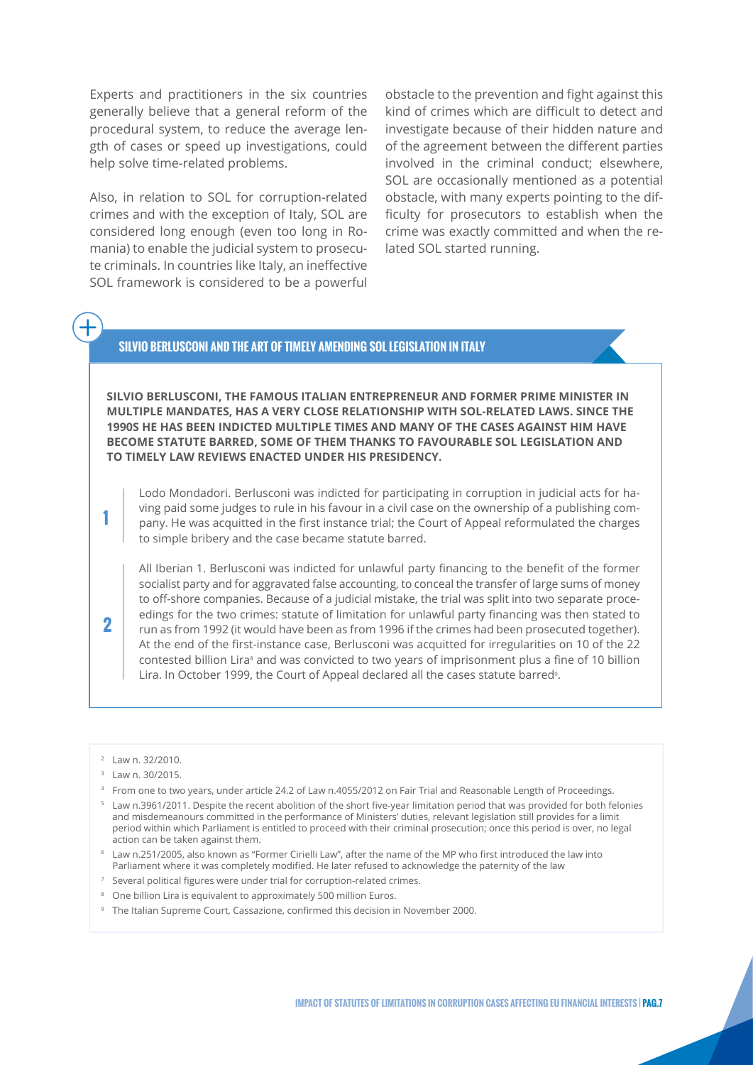Experts and practitioners in the six countries generally believe that a general reform of the procedural system, to reduce the average length of cases or speed up investigations, could help solve time-related problems.

Also, in relation to SOL for corruption-related crimes and with the exception of Italy, SOL are considered long enough (even too long in Romania) to enable the judicial system to prosecute criminals. In countries like Italy, an ineffective SOL framework is considered to be a powerful obstacle to the prevention and fight against this kind of crimes which are difficult to detect and investigate because of their hidden nature and of the agreement between the different parties involved in the criminal conduct; elsewhere, SOL are occasionally mentioned as a potential obstacle, with many experts pointing to the difficulty for prosecutors to establish when the crime was exactly committed and when the related SOL started running.

### SILVIO BERLUSCONI AND THE ART OF TIMELY AMENDING SOL LEGISLATION IN ITALY

**SILVIO BERLUSCONI, THE FAMOUS ITALIAN ENTREPRENEUR AND FORMER PRIME MINISTER IN MULTIPLE MANDATES, HAS A VERY CLOSE RELATIONSHIP WITH SOL-RELATED LAWS. SINCE THE 1990S HE HAS BEEN INDICTED MULTIPLE TIMES AND MANY OF THE CASES AGAINST HIM HAVE BECOME STATUTE BARRED, SOME OF THEM THANKS TO FAVOURABLE SOL LEGISLATION AND TO TIMELY LAW REVIEWS ENACTED UNDER HIS PRESIDENCY.**

**1** Lodo Mondadori. Berlusconi was indicted for participating in corruption in judicial acts for having paid some judges to rule in his favour in a civil case on the ownership of a publishing company. He was acquitted in the first instance trial; the Court of Appeal reformulated the charges to simple bribery and the case became statute barred.

**2** All Iberian 1. Berlusconi was indicted for unlawful party financing to the benefit of the former socialist party and for aggravated false accounting, to conceal the transfer of large sums of money to off-shore companies. Because of a judicial mistake, the trial was split into two separate proceedings for the two crimes: statute of limitation for unlawful party financing was then stated to run as from 1992 (it would have been as from 1996 if the crimes had been prosecuted together). At the end of the first-instance case, Berlusconi was acquitted for irregularities on 10 of the 22 contested billion Lira[8] and was convicted to two years of imprisonment plus a fine of 10 billion Lira. In October 1999, the Court of Appeal declared all the cases statute barred[9].

---

[2] Law n. 32/2010.

[3] Law n. 30/2015.

[4] From one to two years, under article 24.2 of Law n.4055/2012 on Fair Trial and Reasonable Length of Proceedings.

[5] Law n.3961/2011. Despite the recent abolition of the short five-year limitation period that was provided for both felonies and misdemeanours committed in the performance of Ministers' duties, relevant legislation still provides for a limit period within which Parliament is entitled to proceed with their criminal prosecution; once this period is over, no legal action can be taken against them.

[6] Law n.251/2005, also known as "Former Cirielli Law", after the name of the MP who first introduced the law into Parliament where it was completely modified. He later refused to acknowledge the paternity of the law

[7] Several political figures were under trial for corruption-related crimes.

[8] One billion Lira is equivalent to approximately 500 million Euros.

[9] The Italian Supreme Court, Cassazione, confirmed this decision in November 2000.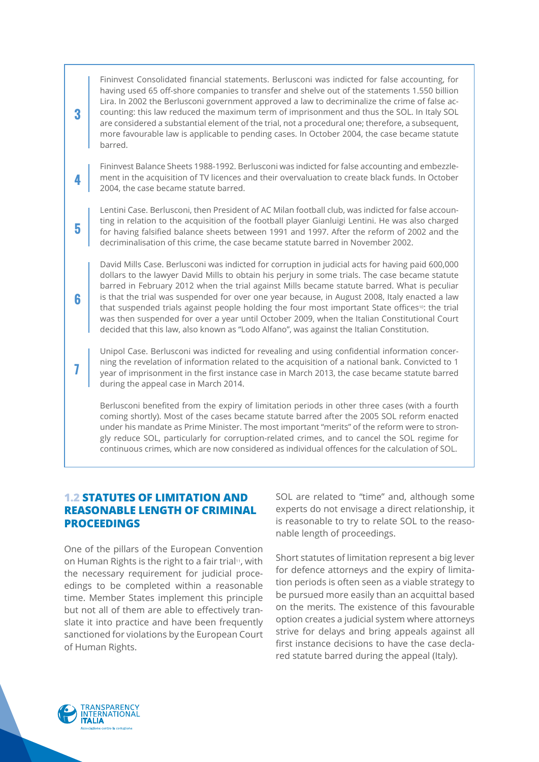**3** Fininvest Consolidated financial statements. Berlusconi was indicted for false accounting, for having used 65 off-shore companies to transfer and shelve out of the statements 1.550 billion Lira. In 2002 the Berlusconi government approved a law to decriminalize the crime of false accounting: this law reduced the maximum term of imprisonment and thus the SOL. In Italy SOL are considered a substantial element of the trial, not a procedural one; therefore, a subsequent, more favourable law is applicable to pending cases. In October 2004, the case became statute barred.

**4** Fininvest Balance Sheets 1988-1992. Berlusconi was indicted for false accounting and embezzlement in the acquisition of TV licences and their overvaluation to create black funds. In October 2004, the case became statute barred.

**5** Lentini Case. Berlusconi, then President of AC Milan football club, was indicted for false accounting in relation to the acquisition of the football player Gianluigi Lentini. He was also charged for having falsified balance sheets between 1991 and 1997. After the reform of 2002 and the decriminalisation of this crime, the case became statute barred in November 2002.

**6** David Mills Case. Berlusconi was indicted for corruption in judicial acts for having paid 600,000 dollars to the lawyer David Mills to obtain his perjury in some trials. The case became statute barred in February 2012 when the trial against Mills became statute barred. What is peculiar is that the trial was suspended for over one year because, in August 2008, Italy enacted a law that suspended trials against people holding the four most important State offices[10]: the trial was then suspended for over a year until October 2009, when the Italian Constitutional Court decided that this law, also known as "Lodo Alfano", was against the Italian Constitution.

**7** Unipol Case. Berlusconi was indicted for revealing and using confidential information concerning the revelation of information related to the acquisition of a national bank. Convicted to 1 year of imprisonment in the first instance case in March 2013, the case became statute barred during the appeal case in March 2014.

Berlusconi benefited from the expiry of limitation periods in other three cases (with a fourth coming shortly). Most of the cases became statute barred after the 2005 SOL reform enacted under his mandate as Prime Minister. The most important "merits" of the reform were to strongly reduce SOL, particularly for corruption-related crimes, and to cancel the SOL regime for continuous crimes, which are now considered as individual offences for the calculation of SOL.

## 1.2 STATUTES OF LIMITATION AND REASONABLE LENGTH OF CRIMINAL PROCEEDINGS

One of the pillars of the European Convention on Human Rights is the right to a fair trial[11], with the necessary requirement for judicial proceedings to be completed within a reasonable time. Member States implement this principle but not all of them are able to effectively translate it into practice and have been frequently sanctioned for violations by the European Court of Human Rights.

SOL are related to "time" and, although some experts do not envisage a direct relationship, it is reasonable to try to relate SOL to the reasonable length of proceedings.

Short statutes of limitation represent a big lever for defence attorneys and the expiry of limitation periods is often seen as a viable strategy to be pursued more easily than an acquittal based on the merits. The existence of this favourable option creates a judicial system where attorneys strive for delays and bring appeals against all first instance decisions to have the case declared statute barred during the appeal (Italy).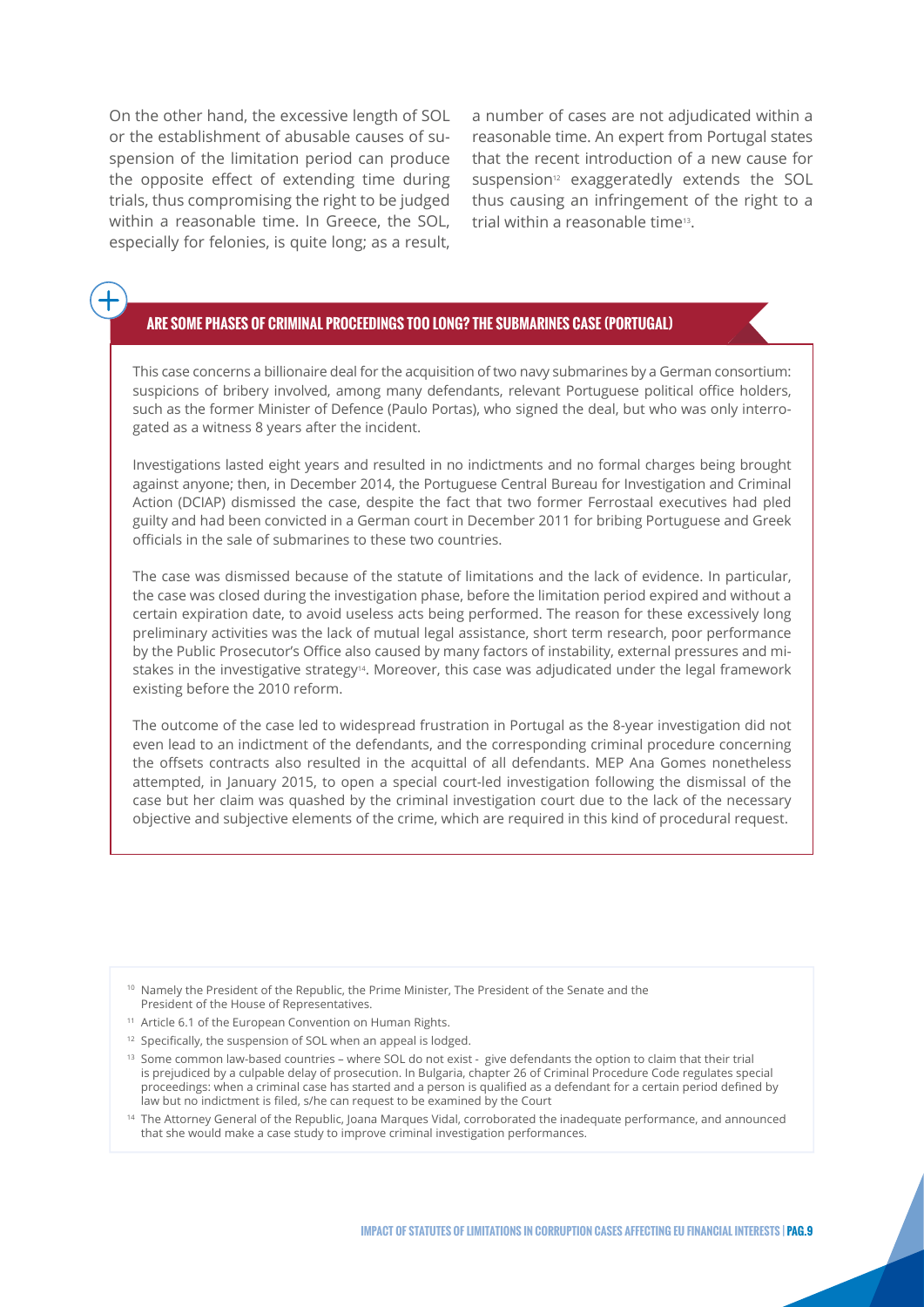On the other hand, the excessive length of SOL or the establishment of abusable causes of suspension of the limitation period can produce the opposite effect of extending time during trials, thus compromising the right to be judged within a reasonable time. In Greece, the SOL, especially for felonies, is quite long; as a result, a number of cases are not adjudicated within a reasonable time. An expert from Portugal states that the recent introduction of a new cause for suspension[12] exaggeratedly extends the SOL thus causing an infringement of the right to a trial within a reasonable time[13].

### ARE SOME PHASES OF CRIMINAL PROCEEDINGS TOO LONG? THE SUBMARINES CASE (PORTUGAL)

This case concerns a billionaire deal for the acquisition of two navy submarines by a German consortium: suspicions of bribery involved, among many defendants, relevant Portuguese political office holders, such as the former Minister of Defence (Paulo Portas), who signed the deal, but who was only interrogated as a witness 8 years after the incident.

Investigations lasted eight years and resulted in no indictments and no formal charges being brought against anyone; then, in December 2014, the Portuguese Central Bureau for Investigation and Criminal Action (DCIAP) dismissed the case, despite the fact that two former Ferrostaal executives had pled guilty and had been convicted in a German court in December 2011 for bribing Portuguese and Greek officials in the sale of submarines to these two countries.

The case was dismissed because of the statute of limitations and the lack of evidence. In particular, the case was closed during the investigation phase, before the limitation period expired and without a certain expiration date, to avoid useless acts being performed. The reason for these excessively long preliminary activities was the lack of mutual legal assistance, short term research, poor performance by the Public Prosecutor's Office also caused by many factors of instability, external pressures and mistakes in the investigative strategy[14]. Moreover, this case was adjudicated under the legal framework existing before the 2010 reform.

The outcome of the case led to widespread frustration in Portugal as the 8-year investigation did not even lead to an indictment of the defendants, and the corresponding criminal procedure concerning the offsets contracts also resulted in the acquittal of all defendants. MEP Ana Gomes nonetheless attempted, in January 2015, to open a special court-led investigation following the dismissal of the case but her claim was quashed by the criminal investigation court due to the lack of the necessary objective and subjective elements of the crime, which are required in this kind of procedural request.

---

[10] Namely the President of the Republic, the Prime Minister, The President of the Senate and the President of the House of Representatives.

[11] Article 6.1 of the European Convention on Human Rights.

[12] Specifically, the suspension of SOL when an appeal is lodged.

[13] Some common law-based countries – where SOL do not exist - give defendants the option to claim that their trial is prejudiced by a culpable delay of prosecution. In Bulgaria, chapter 26 of Criminal Procedure Code regulates special proceedings: when a criminal case has started and a person is qualified as a defendant for a certain period defined by law but no indictment is filed, s/he can request to be examined by the Court

[14] The Attorney General of the Republic, Joana Marques Vidal, corroborated the inadequate performance, and announced that she would make a case study to improve criminal investigation performances.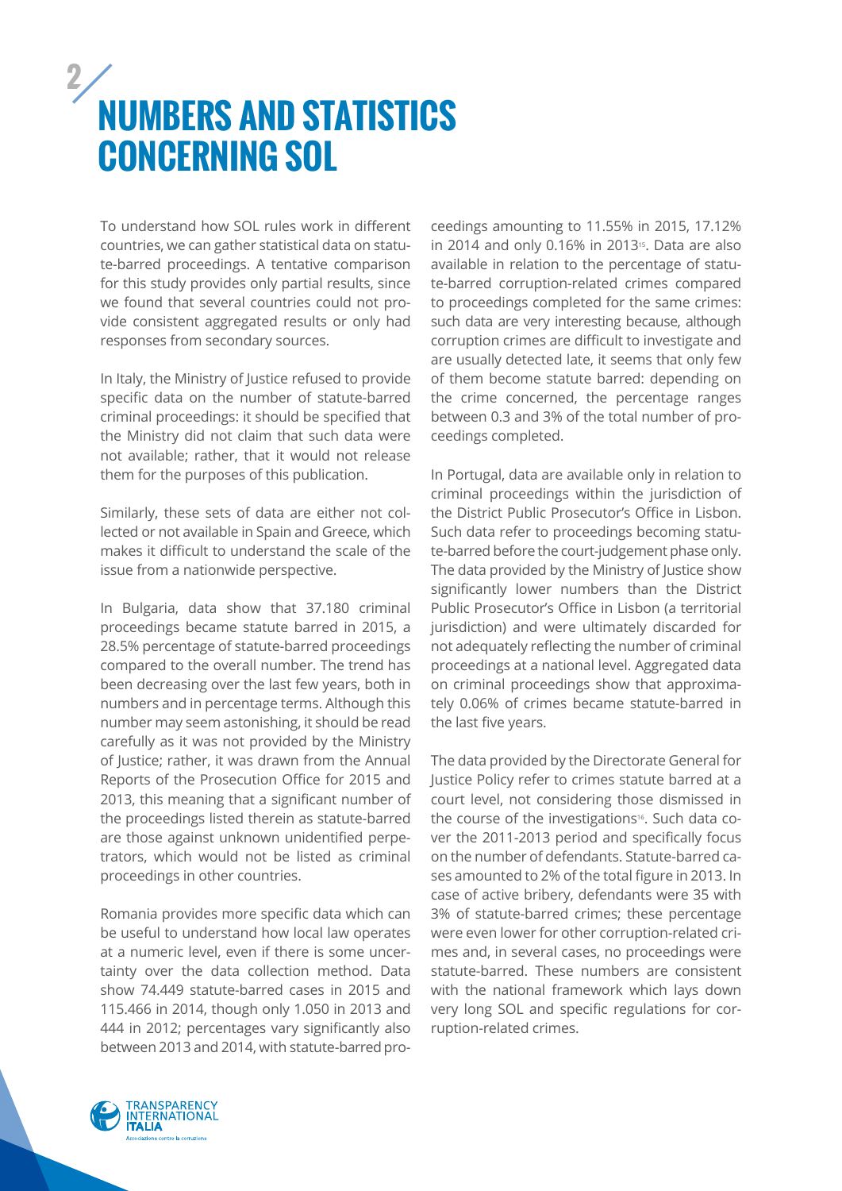# 2 / NUMBERS AND STATISTICS CONCERNING SOL

To understand how SOL rules work in different countries, we can gather statistical data on statute-barred proceedings. A tentative comparison for this study provides only partial results, since we found that several countries could not provide consistent aggregated results or only had responses from secondary sources.

In Italy, the Ministry of Justice refused to provide specific data on the number of statute-barred criminal proceedings: it should be specified that the Ministry did not claim that such data were not available; rather, that it would not release them for the purposes of this publication.

Similarly, these sets of data are either not collected or not available in Spain and Greece, which makes it difficult to understand the scale of the issue from a nationwide perspective.

In Bulgaria, data show that 37.180 criminal proceedings became statute barred in 2015, a 28.5% percentage of statute-barred proceedings compared to the overall number. The trend has been decreasing over the last few years, both in numbers and in percentage terms. Although this number may seem astonishing, it should be read carefully as it was not provided by the Ministry of Justice; rather, it was drawn from the Annual Reports of the Prosecution Office for 2015 and 2013, this meaning that a significant number of the proceedings listed therein as statute-barred are those against unknown unidentified perpetrators, which would not be listed as criminal proceedings in other countries.

Romania provides more specific data which can be useful to understand how local law operates at a numeric level, even if there is some uncertainty over the data collection method. Data show 74.449 statute-barred cases in 2015 and 115.466 in 2014, though only 1.050 in 2013 and 444 in 2012; percentages vary significantly also between 2013 and 2014, with statute-barred proceedings amounting to 11.55% in 2015, 17.12% in 2014 and only 0.16% in 2013[15]. Data are also available in relation to the percentage of statute-barred corruption-related crimes compared to proceedings completed for the same crimes: such data are very interesting because, although corruption crimes are difficult to investigate and are usually detected late, it seems that only few of them become statute barred: depending on the crime concerned, the percentage ranges between 0.3 and 3% of the total number of proceedings completed.

In Portugal, data are available only in relation to criminal proceedings within the jurisdiction of the District Public Prosecutor's Office in Lisbon. Such data refer to proceedings becoming statute-barred before the court-judgement phase only. The data provided by the Ministry of Justice show significantly lower numbers than the District Public Prosecutor's Office in Lisbon (a territorial jurisdiction) and were ultimately discarded for not adequately reflecting the number of criminal proceedings at a national level. Aggregated data on criminal proceedings show that approximately 0.06% of crimes became statute-barred in the last five years.

The data provided by the Directorate General for Justice Policy refer to crimes statute barred at a court level, not considering those dismissed in the course of the investigations[16]. Such data cover the 2011-2013 period and specifically focus on the number of defendants. Statute-barred cases amounted to 2% of the total figure in 2013. In case of active bribery, defendants were 35 with 3% of statute-barred crimes; these percentage were even lower for other corruption-related crimes and, in several cases, no proceedings were statute-barred. These numbers are consistent with the national framework which lays down very long SOL and specific regulations for corruption-related crimes.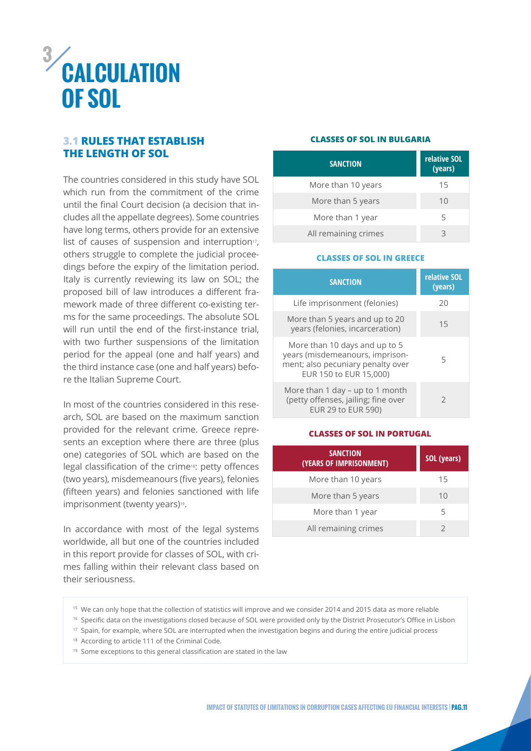# 3 CALCULATION OF SOL

## 3.1 RULES THAT ESTABLISH THE LENGTH OF SOL

The countries considered in this study have SOL which run from the commitment of the crime until the final Court decision (a decision that includes all the appellate degrees). Some countries have long terms, others provide for an extensive list of causes of suspension and interruption[17], others struggle to complete the judicial proceedings before the expiry of the limitation period. Italy is currently reviewing its law on SOL; the proposed bill of law introduces a different framework made of three different co-existing terms for the same proceedings. The absolute SOL will run until the end of the first-instance trial, with two further suspensions of the limitation period for the appeal (one and half years) and the third instance case (one and half years) before the Italian Supreme Court.

In most of the countries considered in this research, SOL are based on the maximum sanction provided for the relevant crime. Greece represents an exception where there are three (plus one) categories of SOL which are based on the legal classification of the crime[18]: petty offences (two years), misdemeanours (five years), felonies (fifteen years) and felonies sanctioned with life imprisonment (twenty years)[19].

In accordance with most of the legal systems worldwide, all but one of the countries included in this report provide for classes of SOL, with crimes falling within their relevant class based on their seriousness.

**CLASSES OF SOL IN BULGARIA**

| SANCTION | relative SOL (years) |
|---|---|
| More than 10 years | 15 |
| More than 5 years | 10 |
| More than 1 year | 5 |
| All remaining crimes | 3 |

**CLASSES OF SOL IN GREECE**

| SANCTION | relative SOL (years) |
|---|---|
| Life imprisonment (felonies) | 20 |
| More than 5 years and up to 20 years (felonies, incarceration) | 15 |
| More than 10 days and up to 5 years (misdemeanours, imprisonment; also pecuniary penalty over EUR 150 to EUR 15,000) | 5 |
| More than 1 day – up to 1 month (petty offenses, jailing; fine over EUR 29 to EUR 590) | 2 |

**CLASSES OF SOL IN PORTUGAL**

| SANCTION (YEARS OF IMPRISONMENT) | SOL (years) |
|---|---|
| More than 10 years | 15 |
| More than 5 years | 10 |
| More than 1 year | 5 |
| All remaining crimes | 2 |

[15] We can only hope that the collection of statistics will improve and we consider 2014 and 2015 data as more reliable

[16] Specific data on the investigations closed because of SOL were provided only by the District Prosecutor's Office in Lisbon

[17] Spain, for example, where SOL are interrupted when the investigation begins and during the entire judicial process

[18] According to article 111 of the Criminal Code.

[19] Some exceptions to this general classification are stated in the law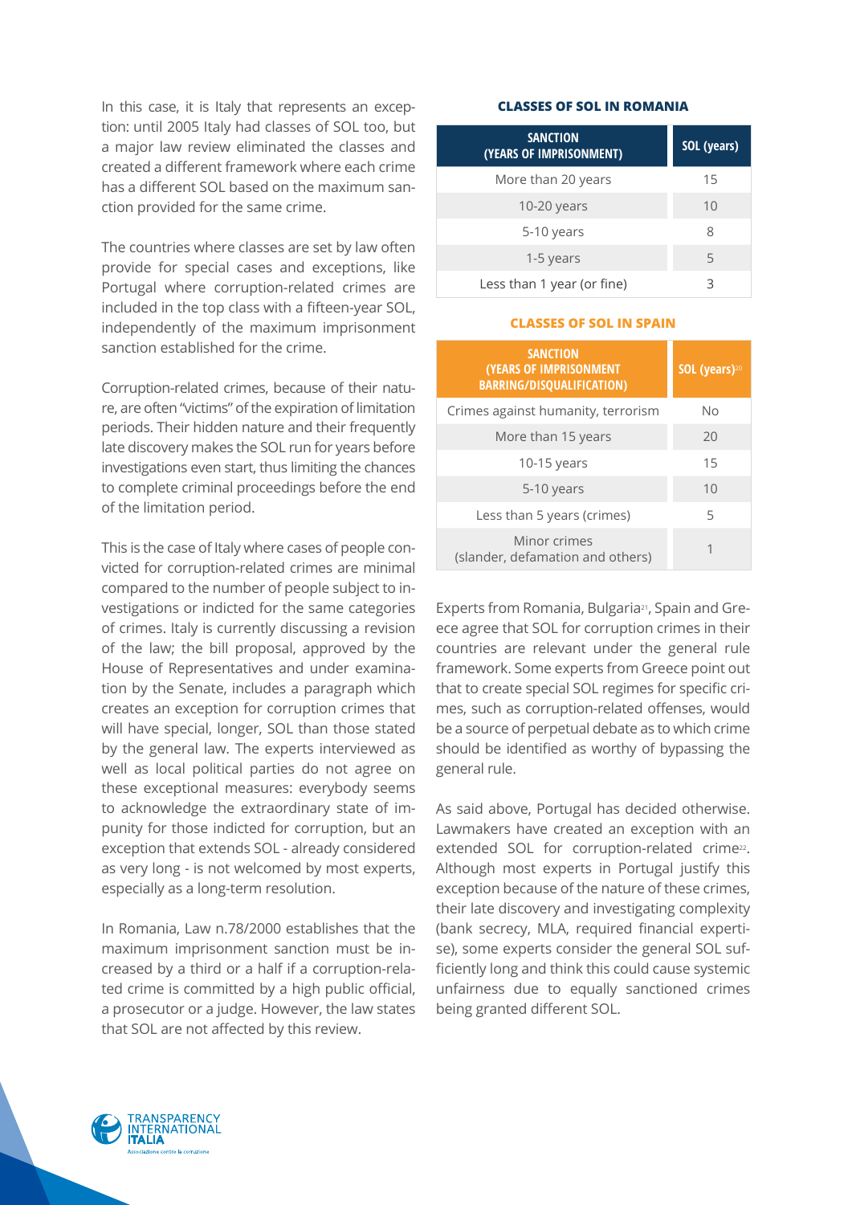In this case, it is Italy that represents an exception: until 2005 Italy had classes of SOL too, but a major law review eliminated the classes and created a different framework where each crime has a different SOL based on the maximum sanction provided for the same crime.

The countries where classes are set by law often provide for special cases and exceptions, like Portugal where corruption-related crimes are included in the top class with a fifteen-year SOL, independently of the maximum imprisonment sanction established for the crime.

Corruption-related crimes, because of their nature, are often "victims" of the expiration of limitation periods. Their hidden nature and their frequently late discovery makes the SOL run for years before investigations even start, thus limiting the chances to complete criminal proceedings before the end of the limitation period.

This is the case of Italy where cases of people convicted for corruption-related crimes are minimal compared to the number of people subject to investigations or indicted for the same categories of crimes. Italy is currently discussing a revision of the law; the bill proposal, approved by the House of Representatives and under examination by the Senate, includes a paragraph which creates an exception for corruption crimes that will have special, longer, SOL than those stated by the general law. The experts interviewed as well as local political parties do not agree on these exceptional measures: everybody seems to acknowledge the extraordinary state of impunity for those indicted for corruption, but an exception that extends SOL - already considered as very long - is not welcomed by most experts, especially as a long-term resolution.

In Romania, Law n.78/2000 establishes that the maximum imprisonment sanction must be increased by a third or a half if a corruption-related crime is committed by a high public official, a prosecutor or a judge. However, the law states that SOL are not affected by this review.

**CLASSES OF SOL IN ROMANIA**

| SANCTION (YEARS OF IMPRISONMENT) | SOL (years) |
|---|---|
| More than 20 years | 15 |
| 10-20 years | 10 |
| 5-10 years | 8 |
| 1-5 years | 5 |
| Less than 1 year (or fine) | 3 |

**CLASSES OF SOL IN SPAIN**

| SANCTION (YEARS OF IMPRISONMENT BARRING/DISQUALIFICATION) | SOL (years)[20] |
|---|---|
| Crimes against humanity, terrorism | No |
| More than 15 years | 20 |
| 10-15 years | 15 |
| 5-10 years | 10 |
| Less than 5 years (crimes) | 5 |
| Minor crimes (slander, defamation and others) | 1 |

Experts from Romania, Bulgaria[21], Spain and Greece agree that SOL for corruption crimes in their countries are relevant under the general rule framework. Some experts from Greece point out that to create special SOL regimes for specific crimes, such as corruption-related offenses, would be a source of perpetual debate as to which crime should be identified as worthy of bypassing the general rule.

As said above, Portugal has decided otherwise. Lawmakers have created an exception with an extended SOL for corruption-related crime[22]. Although most experts in Portugal justify this exception because of the nature of these crimes, their late discovery and investigating complexity (bank secrecy, MLA, required financial expertise), some experts consider the general SOL sufficiently long and think this could cause systemic unfairness due to equally sanctioned crimes being granted different SOL.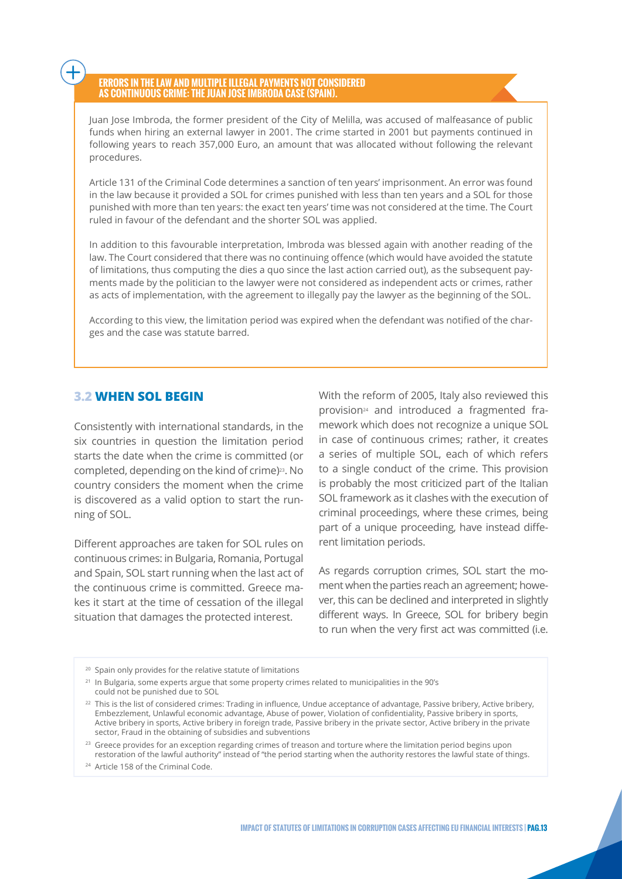**ERRORS IN THE LAW AND MULTIPLE ILLEGAL PAYMENTS NOT CONSIDERED AS CONTINUOUS CRIME: THE JUAN JOSE IMBRODA CASE (SPAIN).**

Juan Jose Imbroda, the former president of the City of Melilla, was accused of malfeasance of public funds when hiring an external lawyer in 2001. The crime started in 2001 but payments continued in following years to reach 357,000 Euro, an amount that was allocated without following the relevant procedures.

Article 131 of the Criminal Code determines a sanction of ten years' imprisonment. An error was found in the law because it provided a SOL for crimes punished with less than ten years and a SOL for those punished with more than ten years: the exact ten years' time was not considered at the time. The Court ruled in favour of the defendant and the shorter SOL was applied.

In addition to this favourable interpretation, Imbroda was blessed again with another reading of the law. The Court considered that there was no continuing offence (which would have avoided the statute of limitations, thus computing the dies a quo since the last action carried out), as the subsequent payments made by the politician to the lawyer were not considered as independent acts or crimes, rather as acts of implementation, with the agreement to illegally pay the lawyer as the beginning of the SOL.

According to this view, the limitation period was expired when the defendant was notified of the charges and the case was statute barred.

## 3.2 WHEN SOL BEGIN

Consistently with international standards, in the six countries in question the limitation period starts the date when the crime is committed (or completed, depending on the kind of crime)[23]. No country considers the moment when the crime is discovered as a valid option to start the running of SOL.

Different approaches are taken for SOL rules on continuous crimes: in Bulgaria, Romania, Portugal and Spain, SOL start running when the last act of the continuous crime is committed. Greece makes it start at the time of cessation of the illegal situation that damages the protected interest.

With the reform of 2005, Italy also reviewed this provision[24] and introduced a fragmented framework which does not recognize a unique SOL in case of continuous crimes; rather, it creates a series of multiple SOL, each of which refers to a single conduct of the crime. This provision is probably the most criticized part of the Italian SOL framework as it clashes with the execution of criminal proceedings, where these crimes, being part of a unique proceeding, have instead different limitation periods.

As regards corruption crimes, SOL start the moment when the parties reach an agreement; however, this can be declined and interpreted in slightly different ways. In Greece, SOL for bribery begin to run when the very first act was committed (i.e.

---

[20] Spain only provides for the relative statute of limitations

[21] In Bulgaria, some experts argue that some property crimes related to municipalities in the 90's could not be punished due to SOL

[22] This is the list of considered crimes: Trading in influence, Undue acceptance of advantage, Passive bribery, Active bribery, Embezzlement, Unlawful economic advantage, Abuse of power, Violation of confidentiality, Passive bribery in sports, Active bribery in sports, Active bribery in foreign trade, Passive bribery in the private sector, Active bribery in the private sector, Fraud in the obtaining of subsidies and subventions

[23] Greece provides for an exception regarding crimes of treason and torture where the limitation period begins upon restoration of the lawful authority" instead of "the period starting when the authority restores the lawful state of things.

[24] Article 158 of the Criminal Code.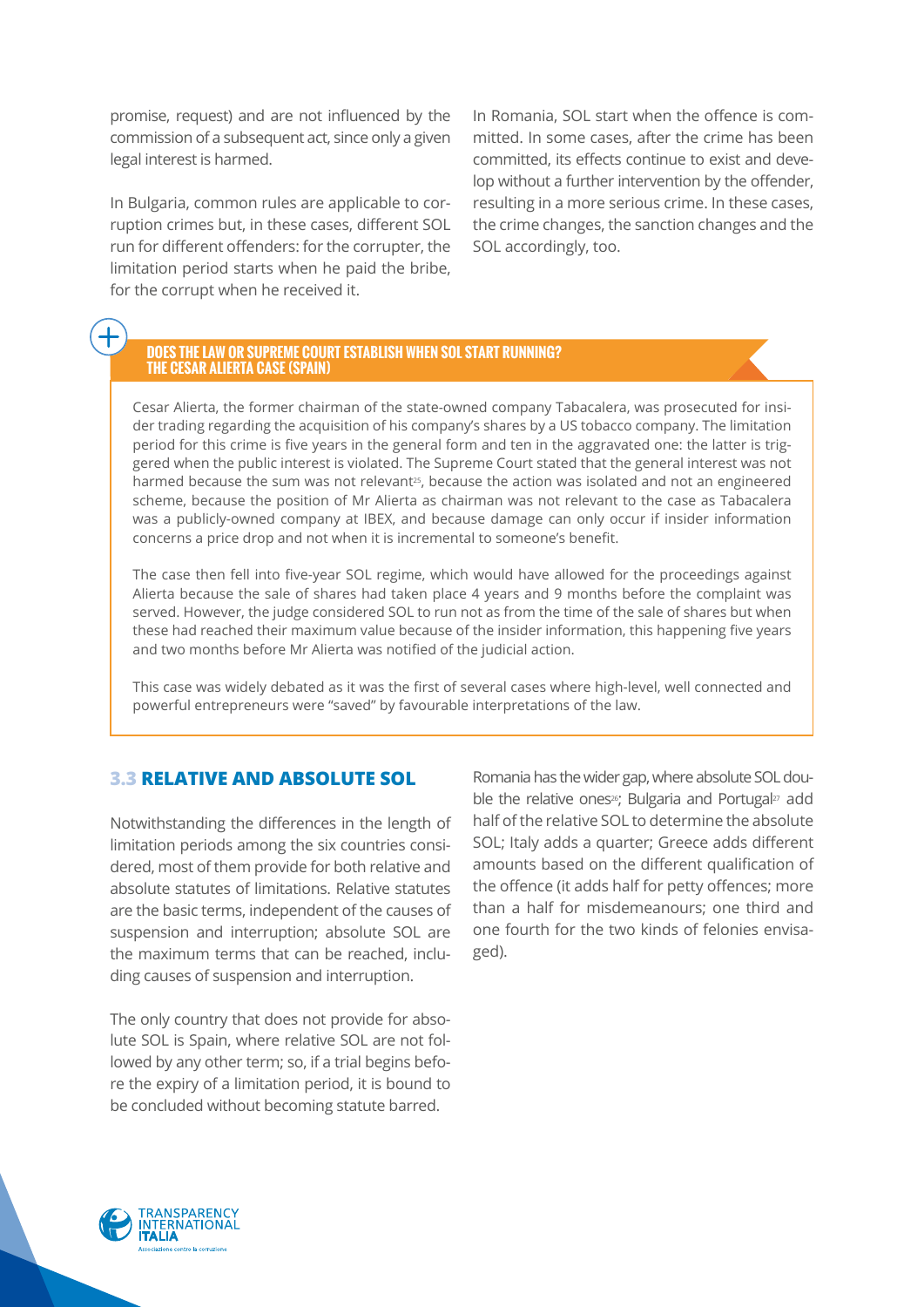promise, request) and are not influenced by the commission of a subsequent act, since only a given legal interest is harmed.

In Bulgaria, common rules are applicable to corruption crimes but, in these cases, different SOL run for different offenders: for the corrupter, the limitation period starts when he paid the bribe, for the corrupt when he received it.

In Romania, SOL start when the offence is committed. In some cases, after the crime has been committed, its effects continue to exist and develop without a further intervention by the offender, resulting in a more serious crime. In these cases, the crime changes, the sanction changes and the SOL accordingly, too.

**DOES THE LAW OR SUPREME COURT ESTABLISH WHEN SOL START RUNNING? THE CESAR ALIERTA CASE (SPAIN)**

Cesar Alierta, the former chairman of the state-owned company Tabacalera, was prosecuted for insider trading regarding the acquisition of his company's shares by a US tobacco company. The limitation period for this crime is five years in the general form and ten in the aggravated one: the latter is triggered when the public interest is violated. The Supreme Court stated that the general interest was not harmed because the sum was not relevant[25], because the action was isolated and not an engineered scheme, because the position of Mr Alierta as chairman was not relevant to the case as Tabacalera was a publicly-owned company at IBEX, and because damage can only occur if insider information concerns a price drop and not when it is incremental to someone's benefit.

The case then fell into five-year SOL regime, which would have allowed for the proceedings against Alierta because the sale of shares had taken place 4 years and 9 months before the complaint was served. However, the judge considered SOL to run not as from the time of the sale of shares but when these had reached their maximum value because of the insider information, this happening five years and two months before Mr Alierta was notified of the judicial action.

This case was widely debated as it was the first of several cases where high-level, well connected and powerful entrepreneurs were "saved" by favourable interpretations of the law.

## 3.3 RELATIVE AND ABSOLUTE SOL

Notwithstanding the differences in the length of limitation periods among the six countries considered, most of them provide for both relative and absolute statutes of limitations. Relative statutes are the basic terms, independent of the causes of suspension and interruption; absolute SOL are the maximum terms that can be reached, including causes of suspension and interruption.

The only country that does not provide for absolute SOL is Spain, where relative SOL are not followed by any other term; so, if a trial begins before the expiry of a limitation period, it is bound to be concluded without becoming statute barred.

Romania has the wider gap, where absolute SOL double the relative ones[26]; Bulgaria and Portugal[27] add half of the relative SOL to determine the absolute SOL; Italy adds a quarter; Greece adds different amounts based on the different qualification of the offence (it adds half for petty offences; more than a half for misdemeanours; one third and one fourth for the two kinds of felonies envisaged).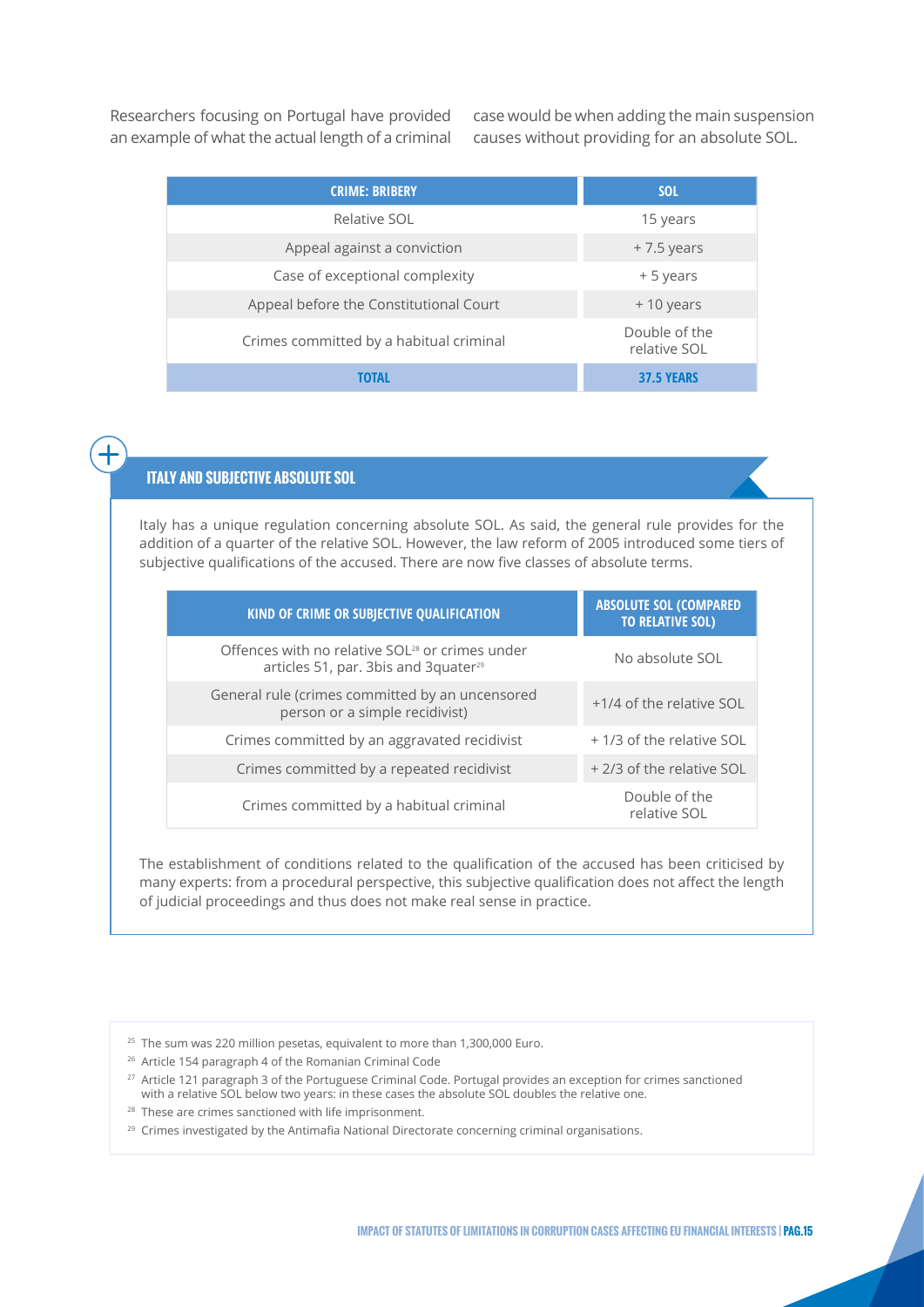Researchers focusing on Portugal have provided an example of what the actual length of a criminal case would be when adding the main suspension causes without providing for an absolute SOL.

| CRIME: BRIBERY | SOL |
| --- | --- |
| Relative SOL | 15 years |
| Appeal against a conviction | + 7.5 years |
| Case of exceptional complexity | + 5 years |
| Appeal before the Constitutional Court | + 10 years |
| Crimes committed by a habitual criminal | Double of the relative SOL |
| **TOTAL** | **37.5 YEARS** |

## ITALY AND SUBJECTIVE ABSOLUTE SOL

Italy has a unique regulation concerning absolute SOL. As said, the general rule provides for the addition of a quarter of the relative SOL. However, the law reform of 2005 introduced some tiers of subjective qualifications of the accused. There are now five classes of absolute terms.

| KIND OF CRIME OR SUBJECTIVE QUALIFICATION | ABSOLUTE SOL (COMPARED TO RELATIVE SOL) |
| --- | --- |
| Offences with no relative SOL[28] or crimes under articles 51, par. 3bis and 3quater[29] | No absolute SOL |
| General rule (crimes committed by an uncensored person or a simple recidivist) | +1/4 of the relative SOL |
| Crimes committed by an aggravated recidivist | + 1/3 of the relative SOL |
| Crimes committed by a repeated recidivist | + 2/3 of the relative SOL |
| Crimes committed by a habitual criminal | Double of the relative SOL |

The establishment of conditions related to the qualification of the accused has been criticised by many experts: from a procedural perspective, this subjective qualification does not affect the length of judicial proceedings and thus does not make real sense in practice.

[25] The sum was 220 million pesetas, equivalent to more than 1,300,000 Euro.

[26] Article 154 paragraph 4 of the Romanian Criminal Code

[27] Article 121 paragraph 3 of the Portuguese Criminal Code. Portugal provides an exception for crimes sanctioned with a relative SOL below two years: in these cases the absolute SOL doubles the relative one.

[28] These are crimes sanctioned with life imprisonment.

[29] Crimes investigated by the Antimafia National Directorate concerning criminal organisations.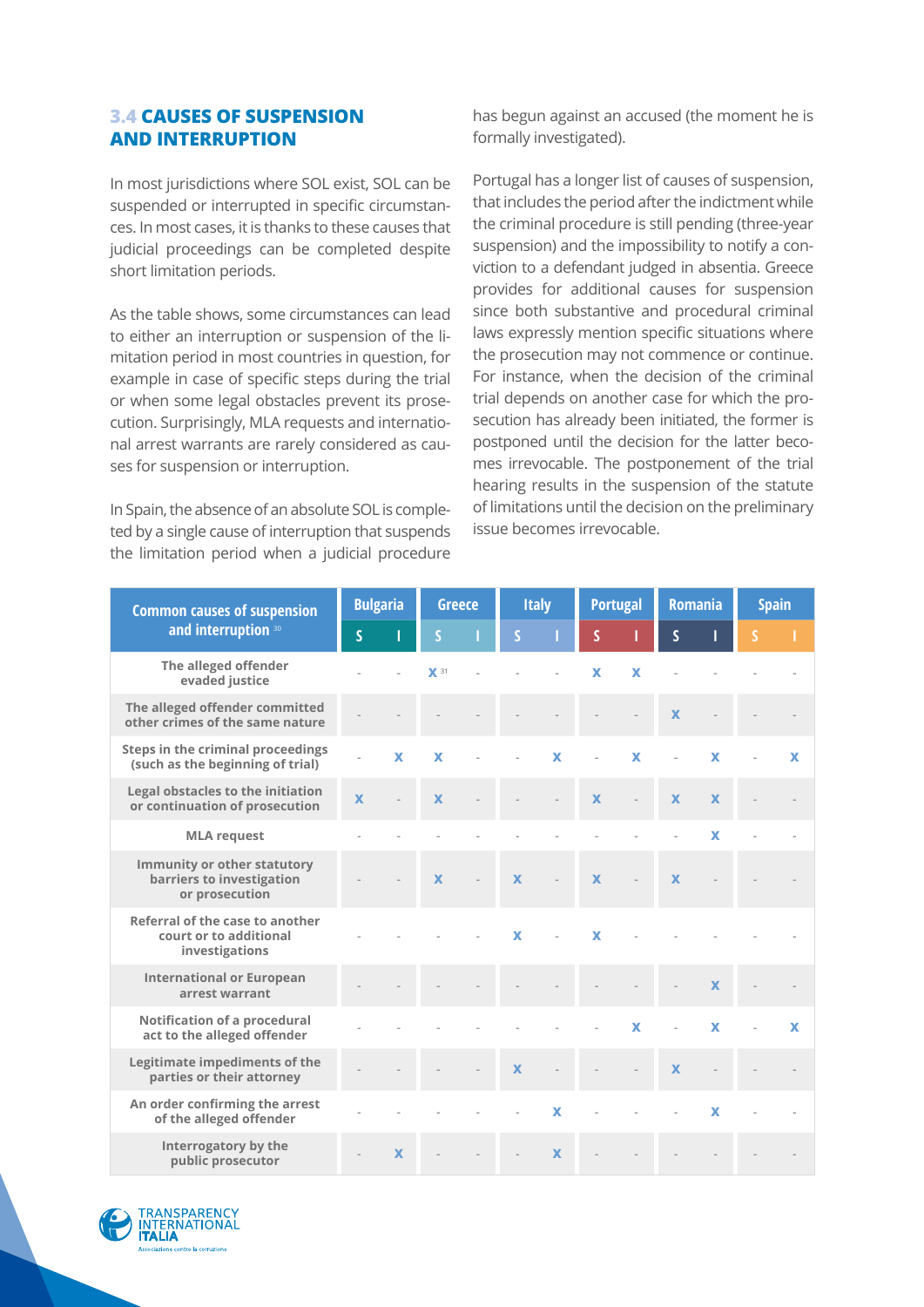### 3.4 CAUSES OF SUSPENSION AND INTERRUPTION

In most jurisdictions where SOL exist, SOL can be suspended or interrupted in specific circumstances. In most cases, it is thanks to these causes that judicial proceedings can be completed despite short limitation periods.

As the table shows, some circumstances can lead to either an interruption or suspension of the limitation period in most countries in question, for example in case of specific steps during the trial or when some legal obstacles prevent its prosecution. Surprisingly, MLA requests and international arrest warrants are rarely considered as causes for suspension or interruption.

In Spain, the absence of an absolute SOL is completed by a single cause of interruption that suspends the limitation period when a judicial procedure has begun against an accused (the moment he is formally investigated).

Portugal has a longer list of causes of suspension, that includes the period after the indictment while the criminal procedure is still pending (three-year suspension) and the impossibility to notify a conviction to a defendant judged in absentia. Greece provides for additional causes for suspension since both substantive and procedural criminal laws expressly mention specific situations where the prosecution may not commence or continue. For instance, when the decision of the criminal trial depends on another case for which the prosecution has already been initiated, the former is postponed until the decision for the latter becomes irrevocable. The postponement of the trial hearing results in the suspension of the statute of limitations until the decision on the preliminary issue becomes irrevocable.

| Common causes of suspension and interruption [30] | Bulgaria | | Greece | | Italy | | Portugal | | Romania | | Spain | |
|---|---|---|---|---|---|---|---|---|---|---|---|---|
| | S | I | S | I | S | I | S | I | S | I | S | I |
| The alleged offender evaded justice | - | - | X [31] | - | - | - | X | X | - | - | - | - |
| The alleged offender committed other crimes of the same nature | - | - | - | - | - | - | - | - | X | - | - | - |
| Steps in the criminal proceedings (such as the beginning of trial) | - | X | X | - | - | X | - | X | - | X | - | X |
| Legal obstacles to the initiation or continuation of prosecution | X | - | X | - | - | - | X | - | X | X | - | - |
| MLA request | - | - | - | - | - | - | - | - | - | X | - | - |
| Immunity or other statutory barriers to investigation or prosecution | - | - | X | - | X | - | X | - | X | - | - | - |
| Referral of the case to another court or to additional investigations | - | - | - | - | X | - | X | - | - | - | - | - |
| International or European arrest warrant | - | - | - | - | - | - | - | - | - | X | - | - |
| Notification of a procedural act to the alleged offender | - | - | - | - | - | - | - | X | - | X | - | X |
| Legitimate impediments of the parties or their attorney | - | - | - | - | X | - | - | - | X | - | - | - |
| An order confirming the arrest of the alleged offender | - | - | - | - | - | X | - | - | - | X | - | - |
| Interrogatory by the public prosecutor | - | X | - | - | - | X | - | - | - | - | - | - |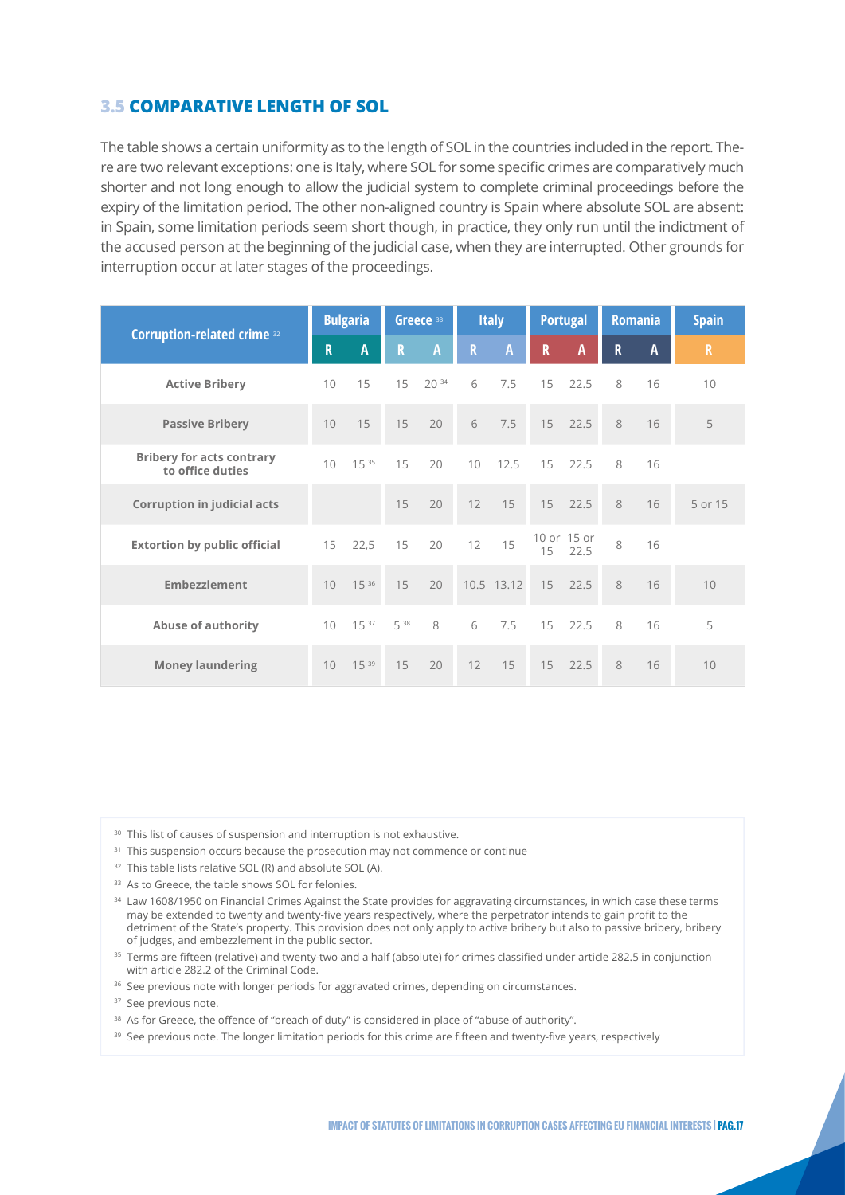## 3.5 COMPARATIVE LENGTH OF SOL

The table shows a certain uniformity as to the length of SOL in the countries included in the report. There are two relevant exceptions: one is Italy, where SOL for some specific crimes are comparatively much shorter and not long enough to allow the judicial system to complete criminal proceedings before the expiry of the limitation period. The other non-aligned country is Spain where absolute SOL are absent: in Spain, some limitation periods seem short though, in practice, they only run until the indictment of the accused person at the beginning of the judicial case, when they are interrupted. Other grounds for interruption occur at later stages of the proceedings.

| Corruption-related crime [32] | Bulgaria | | Greece [33] | | Italy | | Portugal | | Romania | | Spain |
|---|---|---|---|---|---|---|---|---|---|---|---|
| | R | A | R | A | R | A | R | A | R | A | R |
| **Active Bribery** | 10 | 15 | 15 | 20 [34] | 6 | 7.5 | 15 | 22.5 | 8 | 16 | 10 |
| **Passive Bribery** | 10 | 15 | 15 | 20 | 6 | 7.5 | 15 | 22.5 | 8 | 16 | 5 |
| **Bribery for acts contrary to office duties** | 10 | 15 [35] | 15 | 20 | 10 | 12.5 | 15 | 22.5 | 8 | 16 | |
| **Corruption in judicial acts** | | | 15 | 20 | 12 | 15 | 15 | 22.5 | 8 | 16 | 5 or 15 |
| **Extortion by public official** | 15 | 22,5 | 15 | 20 | 12 | 15 | 10 or 15 | 15 or 22.5 | 8 | 16 | |
| **Embezzlement** | 10 | 15 [36] | 15 | 20 | 10.5 | 13.12 | 15 | 22.5 | 8 | 16 | 10 |
| **Abuse of authority** | 10 | 15 [37] | 5 [38] | 8 | 6 | 7.5 | 15 | 22.5 | 8 | 16 | 5 |
| **Money laundering** | 10 | 15 [39] | 15 | 20 | 12 | 15 | 15 | 22.5 | 8 | 16 | 10 |

[30] This list of causes of suspension and interruption is not exhaustive.

[31] This suspension occurs because the prosecution may not commence or continue

[32] This table lists relative SOL (R) and absolute SOL (A).

[33] As to Greece, the table shows SOL for felonies.

[34] Law 1608/1950 on Financial Crimes Against the State provides for aggravating circumstances, in which case these terms may be extended to twenty and twenty-five years respectively, where the perpetrator intends to gain profit to the detriment of the State's property. This provision does not only apply to active bribery but also to passive bribery, bribery of judges, and embezzlement in the public sector.

[35] Terms are fifteen (relative) and twenty-two and a half (absolute) for crimes classified under article 282.5 in conjunction with article 282.2 of the Criminal Code.

[36] See previous note with longer periods for aggravated crimes, depending on circumstances.

[37] See previous note.

[38] As for Greece, the offence of "breach of duty" is considered in place of "abuse of authority".

[39] See previous note. The longer limitation periods for this crime are fifteen and twenty-five years, respectively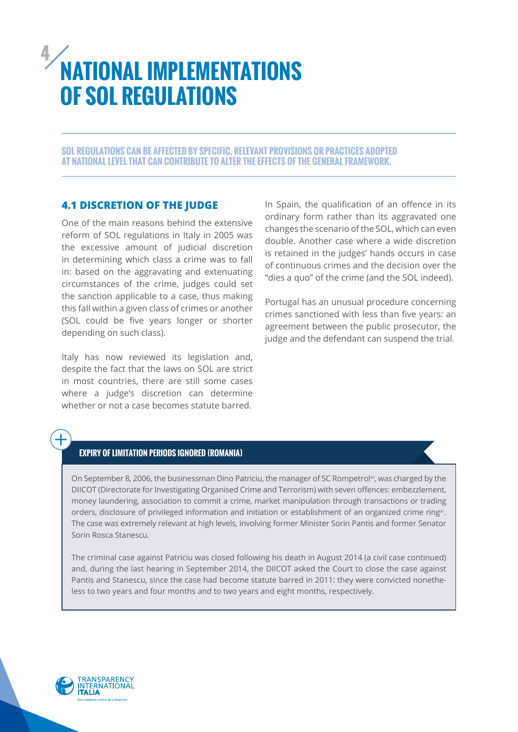# 4 NATIONAL IMPLEMENTATIONS OF SOL REGULATIONS

**SOL REGULATIONS CAN BE AFFECTED BY SPECIFIC, RELEVANT PROVISIONS OR PRACTICES ADOPTED AT NATIONAL LEVEL THAT CAN CONTRIBUTE TO ALTER THE EFFECTS OF THE GENERAL FRAMEWORK.**

## 4.1 DISCRETION OF THE JUDGE

One of the main reasons behind the extensive reform of SOL regulations in Italy in 2005 was the excessive amount of judicial discretion in determining which class a crime was to fall in: based on the aggravating and extenuating circumstances of the crime, judges could set the sanction applicable to a case, thus making this fall within a given class of crimes or another (SOL could be five years longer or shorter depending on such class).

Italy has now reviewed its legislation and, despite the fact that the laws on SOL are strict in most countries, there are still some cases where a judge's discretion can determine whether or not a case becomes statute barred.

In Spain, the qualification of an offence in its ordinary form rather than its aggravated one changes the scenario of the SOL, which can even double. Another case where a wide discretion is retained in the judges' hands occurs in case of continuous crimes and the decision over the "dies a quo" of the crime (and the SOL indeed).

Portugal has an unusual procedure concerning crimes sanctioned with less than five years: an agreement between the public prosecutor, the judge and the defendant can suspend the trial.

### EXPIRY OF LIMITATION PERIODS IGNORED (ROMANIA)

On September 8, 2006, the businessman Dino Patriciu, the manager of SC Rompetrol[40], was charged by the DIICOT (Directorate for Investigating Organised Crime and Terrorism) with seven offences: embezzlement, money laundering, association to commit a crime, market manipulation through transactions or trading orders, disclosure of privileged information and initiation or establishment of an organized crime ring[41]. The case was extremely relevant at high levels, involving former Minister Sorin Pantis and former Senator Sorin Rosca Stanescu.

The criminal case against Patriciu was closed following his death in August 2014 (a civil case continued) and, during the last hearing in September 2014, the DIICOT asked the Court to close the case against Pantis and Stanescu, since the case had become statute barred in 2011: they were convicted nonetheless to two years and four months and to two years and eight months, respectively.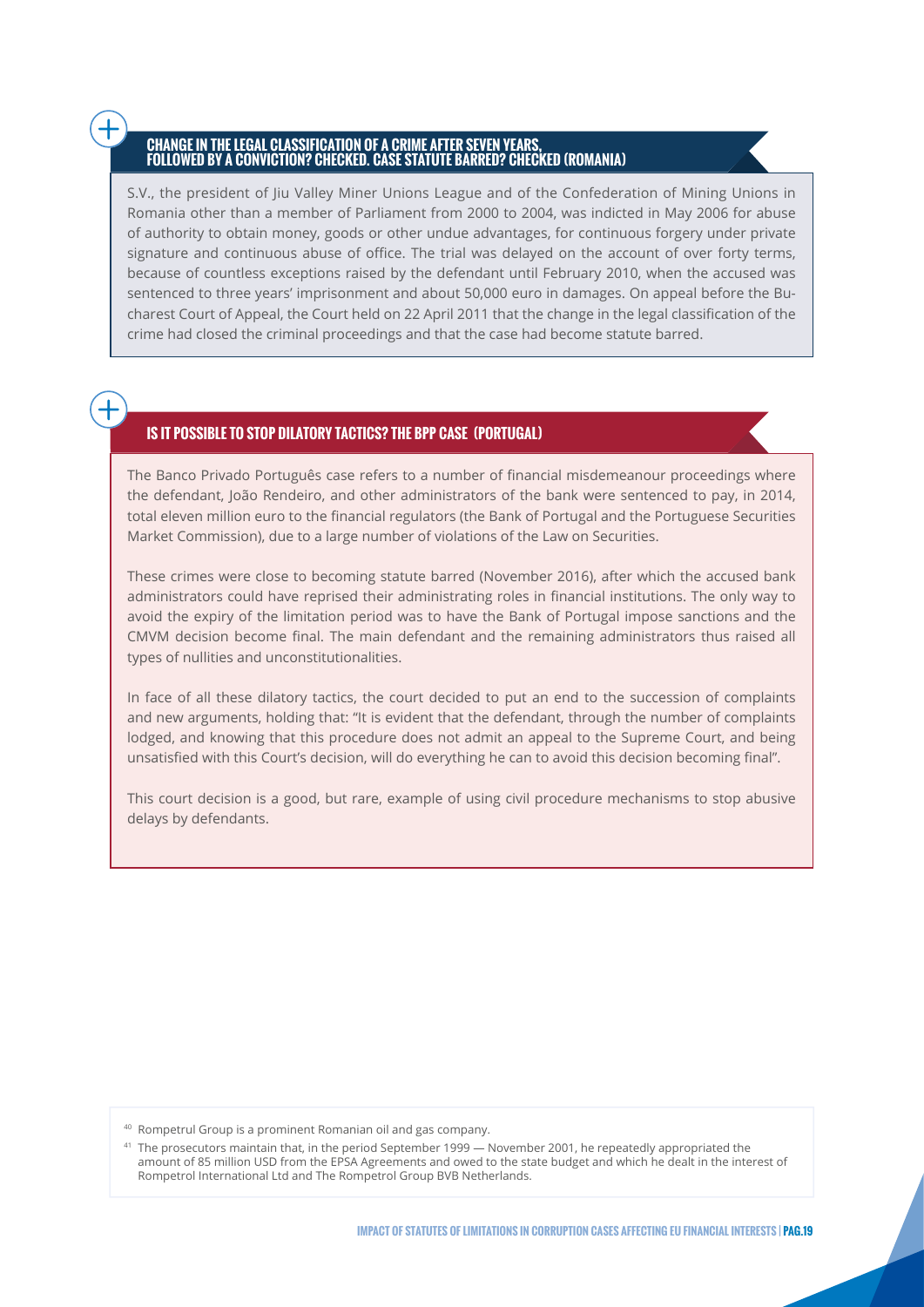### CHANGE IN THE LEGAL CLASSIFICATION OF A CRIME AFTER SEVEN YEARS, FOLLOWED BY A CONVICTION? CHECKED. CASE STATUTE BARRED? CHECKED (ROMANIA)

S.V., the president of Jiu Valley Miner Unions League and of the Confederation of Mining Unions in Romania other than a member of Parliament from 2000 to 2004, was indicted in May 2006 for abuse of authority to obtain money, goods or other undue advantages, for continuous forgery under private signature and continuous abuse of office. The trial was delayed on the account of over forty terms, because of countless exceptions raised by the defendant until February 2010, when the accused was sentenced to three years' imprisonment and about 50,000 euro in damages. On appeal before the Bucharest Court of Appeal, the Court held on 22 April 2011 that the change in the legal classification of the crime had closed the criminal proceedings and that the case had become statute barred.

### IS IT POSSIBLE TO STOP DILATORY TACTICS? THE BPP CASE (PORTUGAL)

The Banco Privado Português case refers to a number of financial misdemeanour proceedings where the defendant, João Rendeiro, and other administrators of the bank were sentenced to pay, in 2014, total eleven million euro to the financial regulators (the Bank of Portugal and the Portuguese Securities Market Commission), due to a large number of violations of the Law on Securities.

These crimes were close to becoming statute barred (November 2016), after which the accused bank administrators could have reprised their administrating roles in financial institutions. The only way to avoid the expiry of the limitation period was to have the Bank of Portugal impose sanctions and the CMVM decision become final. The main defendant and the remaining administrators thus raised all types of nullities and unconstitutionalities.

In face of all these dilatory tactics, the court decided to put an end to the succession of complaints and new arguments, holding that: "It is evident that the defendant, through the number of complaints lodged, and knowing that this procedure does not admit an appeal to the Supreme Court, and being unsatisfied with this Court's decision, will do everything he can to avoid this decision becoming final".

This court decision is a good, but rare, example of using civil procedure mechanisms to stop abusive delays by defendants.

---

[40] Rompetrul Group is a prominent Romanian oil and gas company.

[41] The prosecutors maintain that, in the period September 1999 — November 2001, he repeatedly appropriated the amount of 85 million USD from the EPSA Agreements and owed to the state budget and which he dealt in the interest of Rompetrol International Ltd and The Rompetrol Group BVB Netherlands.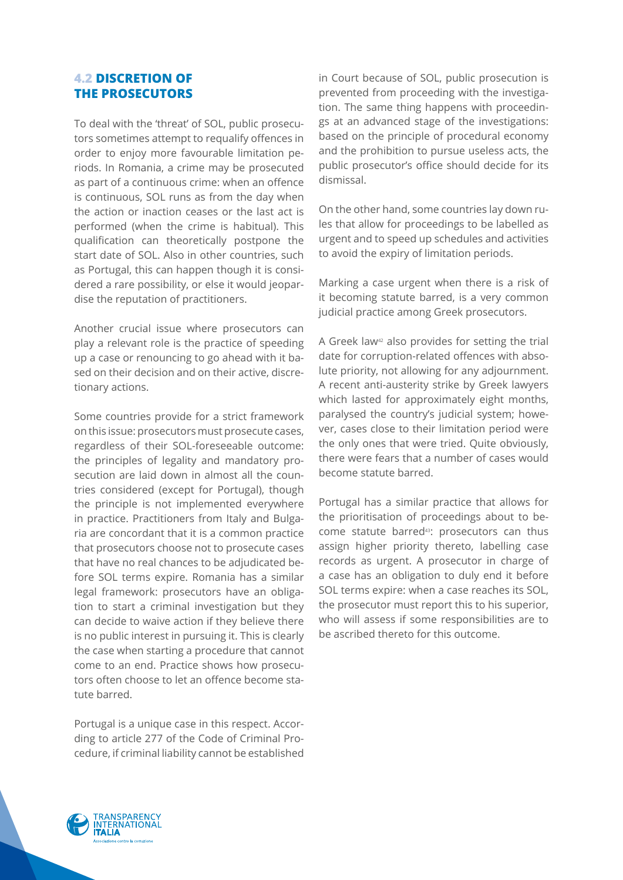## 4.2 DISCRETION OF THE PROSECUTORS

To deal with the 'threat' of SOL, public prosecutors sometimes attempt to requalify offences in order to enjoy more favourable limitation periods. In Romania, a crime may be prosecuted as part of a continuous crime: when an offence is continuous, SOL runs as from the day when the action or inaction ceases or the last act is performed (when the crime is habitual). This qualification can theoretically postpone the start date of SOL. Also in other countries, such as Portugal, this can happen though it is considered a rare possibility, or else it would jeopardise the reputation of practitioners.

Another crucial issue where prosecutors can play a relevant role is the practice of speeding up a case or renouncing to go ahead with it based on their decision and on their active, discretionary actions.

Some countries provide for a strict framework on this issue: prosecutors must prosecute cases, regardless of their SOL-foreseeable outcome: the principles of legality and mandatory prosecution are laid down in almost all the countries considered (except for Portugal), though the principle is not implemented everywhere in practice. Practitioners from Italy and Bulgaria are concordant that it is a common practice that prosecutors choose not to prosecute cases that have no real chances to be adjudicated before SOL terms expire. Romania has a similar legal framework: prosecutors have an obligation to start a criminal investigation but they can decide to waive action if they believe there is no public interest in pursuing it. This is clearly the case when starting a procedure that cannot come to an end. Practice shows how prosecutors often choose to let an offence become statute barred.

Portugal is a unique case in this respect. According to article 277 of the Code of Criminal Procedure, if criminal liability cannot be established in Court because of SOL, public prosecution is prevented from proceeding with the investigation. The same thing happens with proceedings at an advanced stage of the investigations: based on the principle of procedural economy and the prohibition to pursue useless acts, the public prosecutor's office should decide for its dismissal.

On the other hand, some countries lay down rules that allow for proceedings to be labelled as urgent and to speed up schedules and activities to avoid the expiry of limitation periods.

Marking a case urgent when there is a risk of it becoming statute barred, is a very common judicial practice among Greek prosecutors.

A Greek law[42] also provides for setting the trial date for corruption-related offences with absolute priority, not allowing for any adjournment. A recent anti-austerity strike by Greek lawyers which lasted for approximately eight months, paralysed the country's judicial system; however, cases close to their limitation period were the only ones that were tried. Quite obviously, there were fears that a number of cases would become statute barred.

Portugal has a similar practice that allows for the prioritisation of proceedings about to become statute barred[43]: prosecutors can thus assign higher priority thereto, labelling case records as urgent. A prosecutor in charge of a case has an obligation to duly end it before SOL terms expire: when a case reaches its SOL, the prosecutor must report this to his superior, who will assess if some responsibilities are to be ascribed thereto for this outcome.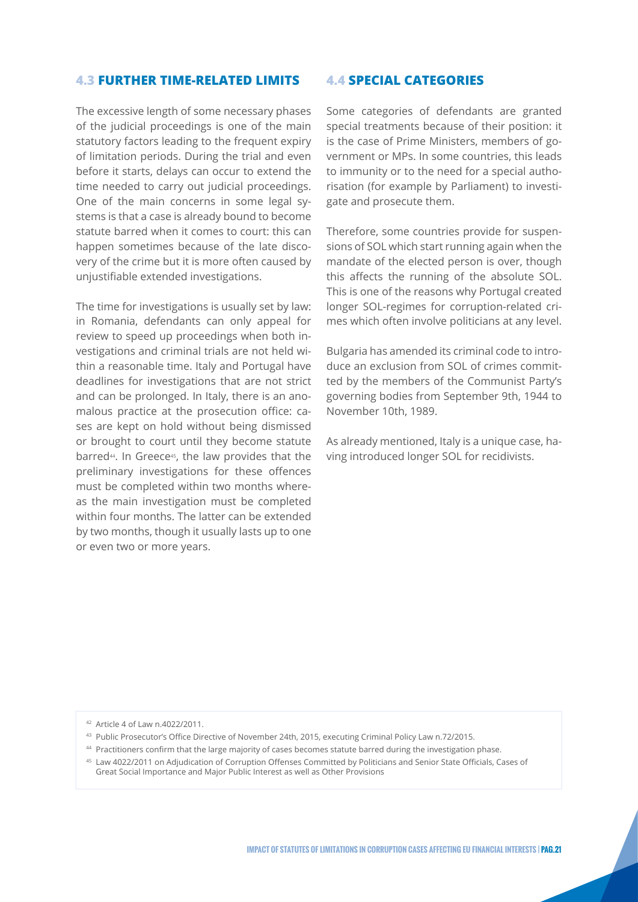## 4.3 FURTHER TIME-RELATED LIMITS

The excessive length of some necessary phases of the judicial proceedings is one of the main statutory factors leading to the frequent expiry of limitation periods. During the trial and even before it starts, delays can occur to extend the time needed to carry out judicial proceedings. One of the main concerns in some legal systems is that a case is already bound to become statute barred when it comes to court: this can happen sometimes because of the late discovery of the crime but it is more often caused by unjustifiable extended investigations.

The time for investigations is usually set by law: in Romania, defendants can only appeal for review to speed up proceedings when both investigations and criminal trials are not held within a reasonable time. Italy and Portugal have deadlines for investigations that are not strict and can be prolonged. In Italy, there is an anomalous practice at the prosecution office: cases are kept on hold without being dismissed or brought to court until they become statute barred[44]. In Greece[45], the law provides that the preliminary investigations for these offences must be completed within two months whereas the main investigation must be completed within four months. The latter can be extended by two months, though it usually lasts up to one or even two or more years.

## 4.4 SPECIAL CATEGORIES

Some categories of defendants are granted special treatments because of their position: it is the case of Prime Ministers, members of government or MPs. In some countries, this leads to immunity or to the need for a special authorisation (for example by Parliament) to investigate and prosecute them.

Therefore, some countries provide for suspensions of SOL which start running again when the mandate of the elected person is over, though this affects the running of the absolute SOL. This is one of the reasons why Portugal created longer SOL-regimes for corruption-related crimes which often involve politicians at any level.

Bulgaria has amended its criminal code to introduce an exclusion from SOL of crimes committed by the members of the Communist Party's governing bodies from September 9th, 1944 to November 10th, 1989.

As already mentioned, Italy is a unique case, having introduced longer SOL for recidivists.

---

[42] Article 4 of Law n.4022/2011.

[43] Public Prosecutor's Office Directive of November 24th, 2015, executing Criminal Policy Law n.72/2015.

[44] Practitioners confirm that the large majority of cases becomes statute barred during the investigation phase.

[45] Law 4022/2011 on Adjudication of Corruption Offenses Committed by Politicians and Senior State Officials, Cases of Great Social Importance and Major Public Interest as well as Other Provisions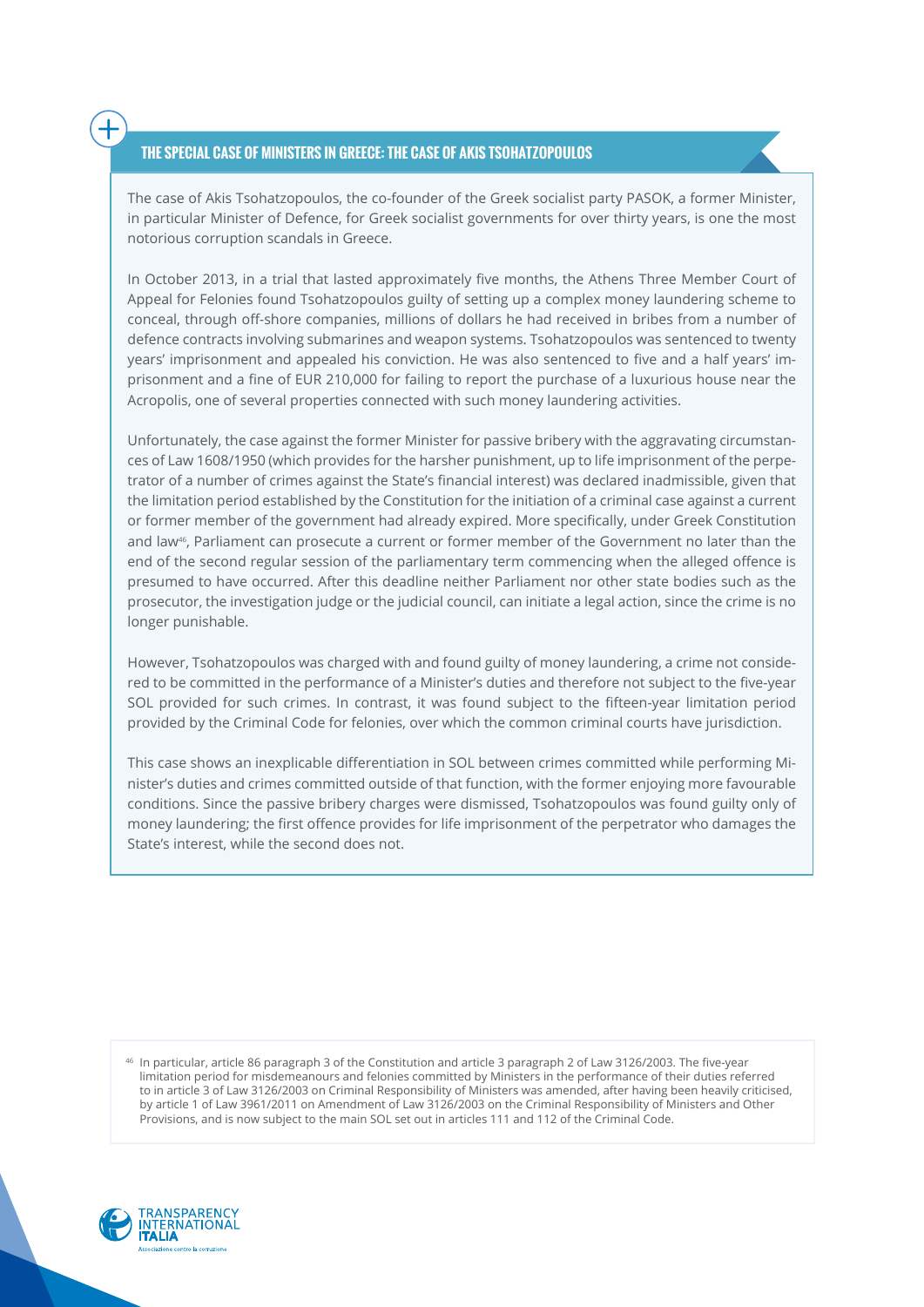### THE SPECIAL CASE OF MINISTERS IN GREECE: THE CASE OF AKIS TSOHATZOPOULOS

The case of Akis Tsohatzopoulos, the co-founder of the Greek socialist party PASOK, a former Minister, in particular Minister of Defence, for Greek socialist governments for over thirty years, is one the most notorious corruption scandals in Greece.

In October 2013, in a trial that lasted approximately five months, the Athens Three Member Court of Appeal for Felonies found Tsohatzopoulos guilty of setting up a complex money laundering scheme to conceal, through off-shore companies, millions of dollars he had received in bribes from a number of defence contracts involving submarines and weapon systems. Tsohatzopoulos was sentenced to twenty years' imprisonment and appealed his conviction. He was also sentenced to five and a half years' imprisonment and a fine of EUR 210,000 for failing to report the purchase of a luxurious house near the Acropolis, one of several properties connected with such money laundering activities.

Unfortunately, the case against the former Minister for passive bribery with the aggravating circumstances of Law 1608/1950 (which provides for the harsher punishment, up to life imprisonment of the perpetrator of a number of crimes against the State's financial interest) was declared inadmissible, given that the limitation period established by the Constitution for the initiation of a criminal case against a current or former member of the government had already expired. More specifically, under Greek Constitution and law[46], Parliament can prosecute a current or former member of the Government no later than the end of the second regular session of the parliamentary term commencing when the alleged offence is presumed to have occurred. After this deadline neither Parliament nor other state bodies such as the prosecutor, the investigation judge or the judicial council, can initiate a legal action, since the crime is no longer punishable.

However, Tsohatzopoulos was charged with and found guilty of money laundering, a crime not considered to be committed in the performance of a Minister's duties and therefore not subject to the five-year SOL provided for such crimes. In contrast, it was found subject to the fifteen-year limitation period provided by the Criminal Code for felonies, over which the common criminal courts have jurisdiction.

This case shows an inexplicable differentiation in SOL between crimes committed while performing Minister's duties and crimes committed outside of that function, with the former enjoying more favourable conditions. Since the passive bribery charges were dismissed, Tsohatzopoulos was found guilty only of money laundering; the first offence provides for life imprisonment of the perpetrator who damages the State's interest, while the second does not.

[46] In particular, article 86 paragraph 3 of the Constitution and article 3 paragraph 2 of Law 3126/2003. The five-year limitation period for misdemeanours and felonies committed by Ministers in the performance of their duties referred to in article 3 of Law 3126/2003 on Criminal Responsibility of Ministers was amended, after having been heavily criticised, by article 1 of Law 3961/2011 on Amendment of Law 3126/2003 on the Criminal Responsibility of Ministers and Other Provisions, and is now subject to the main SOL set out in articles 111 and 112 of the Criminal Code.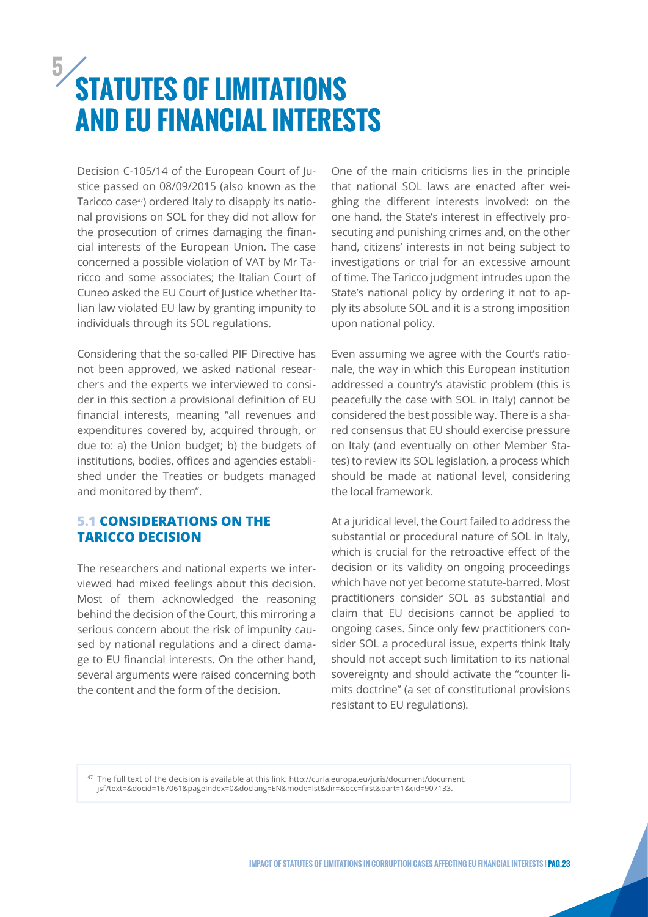# 5 STATUTES OF LIMITATIONS AND EU FINANCIAL INTERESTS

Decision C-105/14 of the European Court of Justice passed on 08/09/2015 (also known as the Taricco case[47]) ordered Italy to disapply its national provisions on SOL for they did not allow for the prosecution of crimes damaging the financial interests of the European Union. The case concerned a possible violation of VAT by Mr Taricco and some associates; the Italian Court of Cuneo asked the EU Court of Justice whether Italian law violated EU law by granting impunity to individuals through its SOL regulations.

Considering that the so-called PIF Directive has not been approved, we asked national researchers and the experts we interviewed to consider in this section a provisional definition of EU financial interests, meaning "all revenues and expenditures covered by, acquired through, or due to: a) the Union budget; b) the budgets of institutions, bodies, offices and agencies established under the Treaties or budgets managed and monitored by them".

## 5.1 CONSIDERATIONS ON THE TARICCO DECISION

The researchers and national experts we interviewed had mixed feelings about this decision. Most of them acknowledged the reasoning behind the decision of the Court, this mirroring a serious concern about the risk of impunity caused by national regulations and a direct damage to EU financial interests. On the other hand, several arguments were raised concerning both the content and the form of the decision.

One of the main criticisms lies in the principle that national SOL laws are enacted after weighing the different interests involved: on the one hand, the State's interest in effectively prosecuting and punishing crimes and, on the other hand, citizens' interests in not being subject to investigations or trial for an excessive amount of time. The Taricco judgment intrudes upon the State's national policy by ordering it not to apply its absolute SOL and it is a strong imposition upon national policy.

Even assuming we agree with the Court's rationale, the way in which this European institution addressed a country's atavistic problem (this is peacefully the case with SOL in Italy) cannot be considered the best possible way. There is a shared consensus that EU should exercise pressure on Italy (and eventually on other Member States) to review its SOL legislation, a process which should be made at national level, considering the local framework.

At a juridical level, the Court failed to address the substantial or procedural nature of SOL in Italy, which is crucial for the retroactive effect of the decision or its validity on ongoing proceedings which have not yet become statute-barred. Most practitioners consider SOL as substantial and claim that EU decisions cannot be applied to ongoing cases. Since only few practitioners consider SOL a procedural issue, experts think Italy should not accept such limitation to its national sovereignty and should activate the "counter limits doctrine" (a set of constitutional provisions resistant to EU regulations).

[47] The full text of the decision is available at this link: http://curia.europa.eu/juris/document/document.jsf?text=&docid=167061&pageIndex=0&doclang=EN&mode=lst&dir=&occ=first&part=1&cid=907133.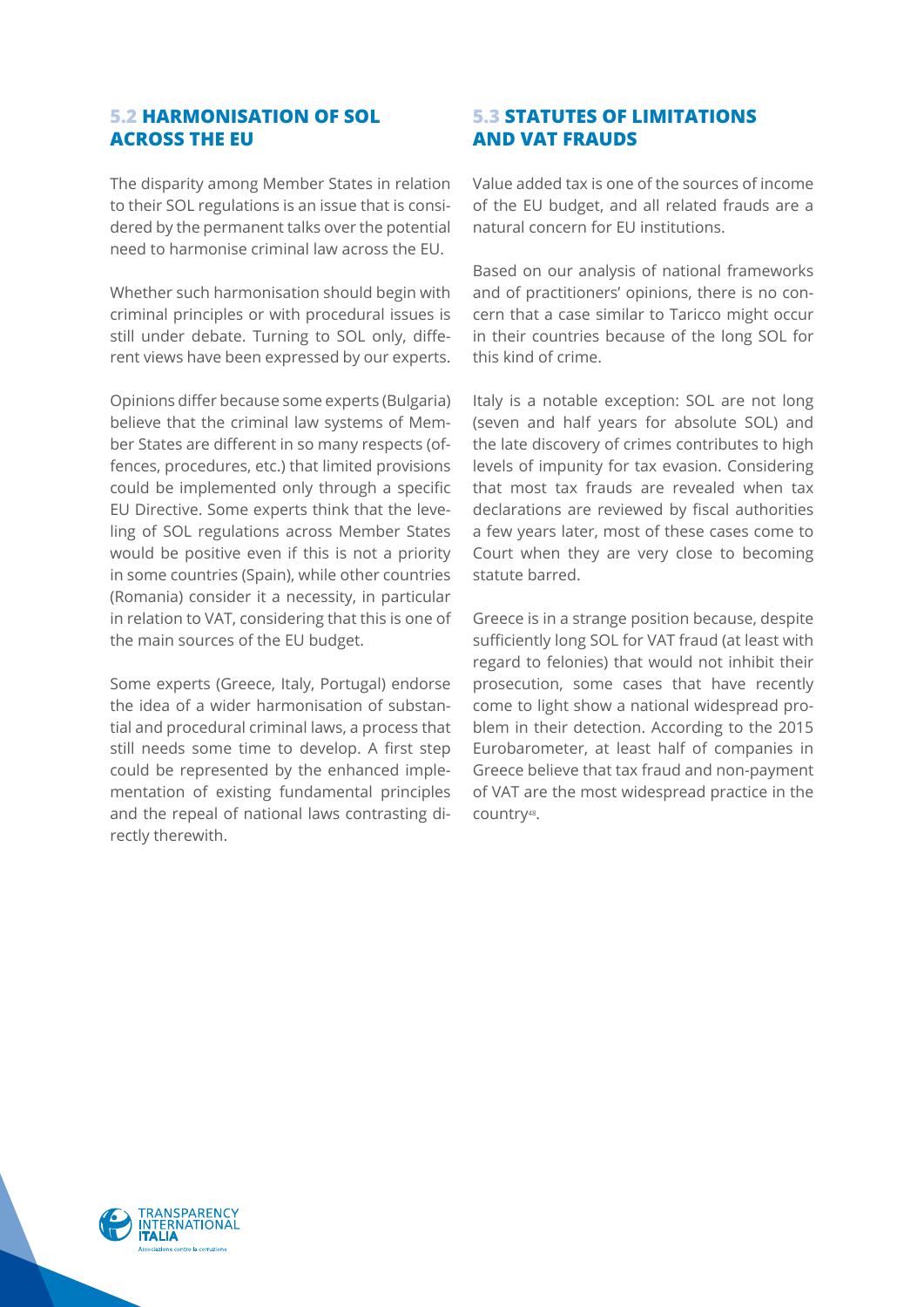## 5.2 HARMONISATION OF SOL ACROSS THE EU

The disparity among Member States in relation to their SOL regulations is an issue that is considered by the permanent talks over the potential need to harmonise criminal law across the EU.

Whether such harmonisation should begin with criminal principles or with procedural issues is still under debate. Turning to SOL only, different views have been expressed by our experts.

Opinions differ because some experts (Bulgaria) believe that the criminal law systems of Member States are different in so many respects (offences, procedures, etc.) that limited provisions could be implemented only through a specific EU Directive. Some experts think that the leveling of SOL regulations across Member States would be positive even if this is not a priority in some countries (Spain), while other countries (Romania) consider it a necessity, in particular in relation to VAT, considering that this is one of the main sources of the EU budget.

Some experts (Greece, Italy, Portugal) endorse the idea of a wider harmonisation of substantial and procedural criminal laws, a process that still needs some time to develop. A first step could be represented by the enhanced implementation of existing fundamental principles and the repeal of national laws contrasting directly therewith.

## 5.3 STATUTES OF LIMITATIONS AND VAT FRAUDS

Value added tax is one of the sources of income of the EU budget, and all related frauds are a natural concern for EU institutions.

Based on our analysis of national frameworks and of practitioners' opinions, there is no concern that a case similar to Taricco might occur in their countries because of the long SOL for this kind of crime.

Italy is a notable exception: SOL are not long (seven and half years for absolute SOL) and the late discovery of crimes contributes to high levels of impunity for tax evasion. Considering that most tax frauds are revealed when tax declarations are reviewed by fiscal authorities a few years later, most of these cases come to Court when they are very close to becoming statute barred.

Greece is in a strange position because, despite sufficiently long SOL for VAT fraud (at least with regard to felonies) that would not inhibit their prosecution, some cases that have recently come to light show a national widespread problem in their detection. According to the 2015 Eurobarometer, at least half of companies in Greece believe that tax fraud and non-payment of VAT are the most widespread practice in the country[48].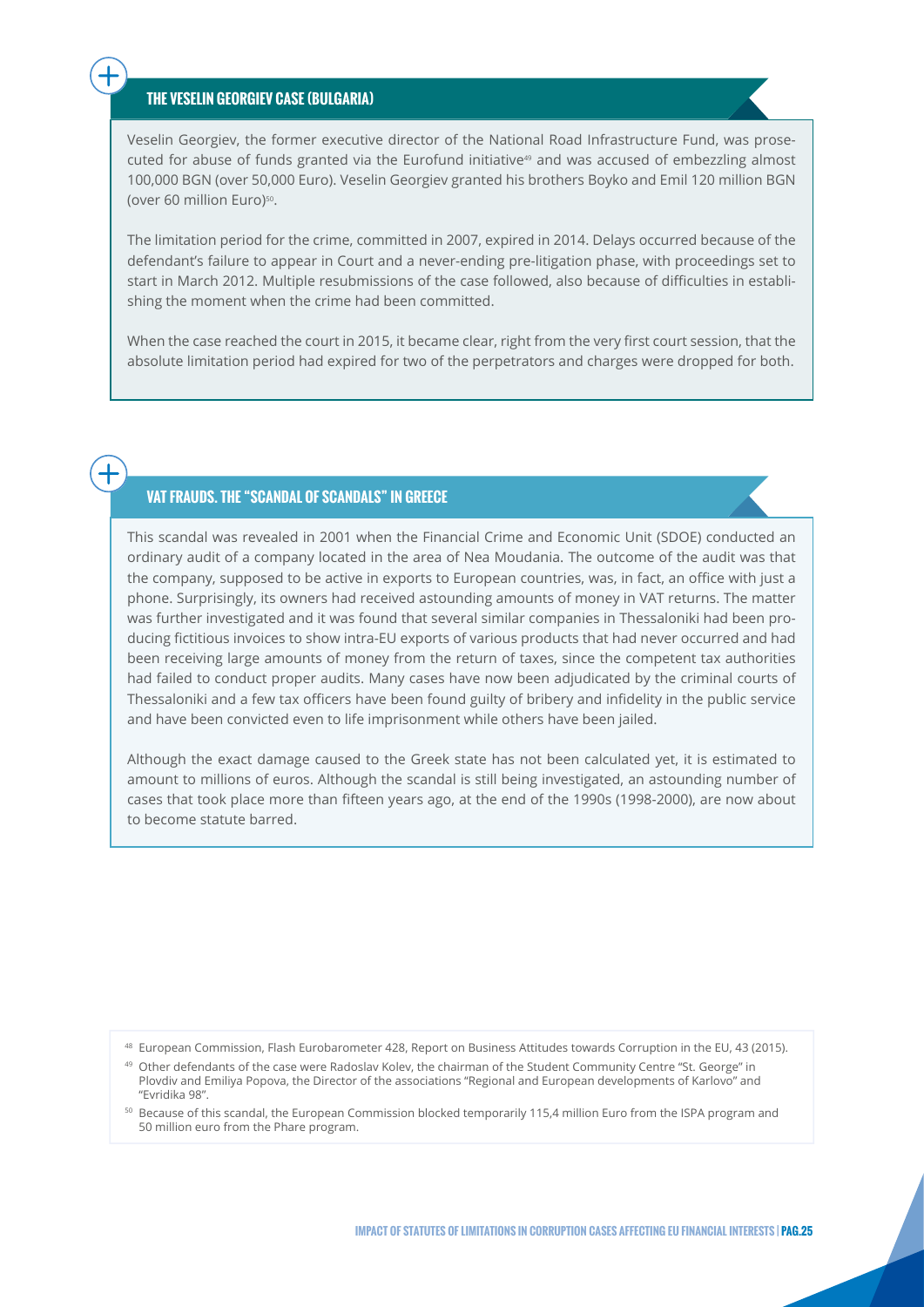## THE VESELIN GEORGIEV CASE (BULGARIA)

Veselin Georgiev, the former executive director of the National Road Infrastructure Fund, was prosecuted for abuse of funds granted via the Eurofund initiative[49] and was accused of embezzling almost 100,000 BGN (over 50,000 Euro). Veselin Georgiev granted his brothers Boyko and Emil 120 million BGN (over 60 million Euro)[50].

The limitation period for the crime, committed in 2007, expired in 2014. Delays occurred because of the defendant's failure to appear in Court and a never-ending pre-litigation phase, with proceedings set to start in March 2012. Multiple resubmissions of the case followed, also because of difficulties in establishing the moment when the crime had been committed.

When the case reached the court in 2015, it became clear, right from the very first court session, that the absolute limitation period had expired for two of the perpetrators and charges were dropped for both.

## VAT FRAUDS. THE "SCANDAL OF SCANDALS" IN GREECE

This scandal was revealed in 2001 when the Financial Crime and Economic Unit (SDOE) conducted an ordinary audit of a company located in the area of Nea Moudania. The outcome of the audit was that the company, supposed to be active in exports to European countries, was, in fact, an office with just a phone. Surprisingly, its owners had received astounding amounts of money in VAT returns. The matter was further investigated and it was found that several similar companies in Thessaloniki had been producing fictitious invoices to show intra-EU exports of various products that had never occurred and had been receiving large amounts of money from the return of taxes, since the competent tax authorities had failed to conduct proper audits. Many cases have now been adjudicated by the criminal courts of Thessaloniki and a few tax officers have been found guilty of bribery and infidelity in the public service and have been convicted even to life imprisonment while others have been jailed.

Although the exact damage caused to the Greek state has not been calculated yet, it is estimated to amount to millions of euros. Although the scandal is still being investigated, an astounding number of cases that took place more than fifteen years ago, at the end of the 1990s (1998-2000), are now about to become statute barred.

---

[48] European Commission, Flash Eurobarometer 428, Report on Business Attitudes towards Corruption in the EU, 43 (2015).

[49] Other defendants of the case were Radoslav Kolev, the chairman of the Student Community Centre "St. George" in Plovdiv and Emiliya Popova, the Director of the associations "Regional and European developments of Karlovo" and "Evridika 98".

[50] Because of this scandal, the European Commission blocked temporarily 115,4 million Euro from the ISPA program and 50 million euro from the Phare program.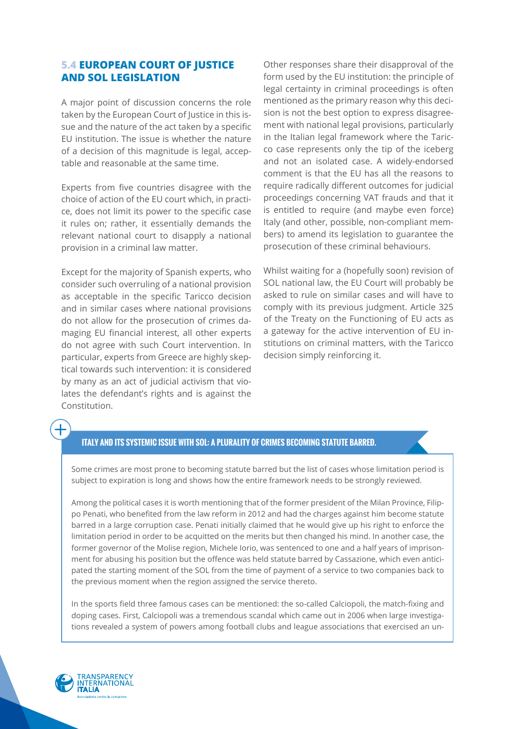## 5.4 EUROPEAN COURT OF JUSTICE AND SOL LEGISLATION

A major point of discussion concerns the role taken by the European Court of Justice in this issue and the nature of the act taken by a specific EU institution. The issue is whether the nature of a decision of this magnitude is legal, acceptable and reasonable at the same time.

Experts from five countries disagree with the choice of action of the EU court which, in practice, does not limit its power to the specific case it rules on; rather, it essentially demands the relevant national court to disapply a national provision in a criminal law matter.

Except for the majority of Spanish experts, who consider such overruling of a national provision as acceptable in the specific Taricco decision and in similar cases where national provisions do not allow for the prosecution of crimes damaging EU financial interest, all other experts do not agree with such Court intervention. In particular, experts from Greece are highly skeptical towards such intervention: it is considered by many as an act of judicial activism that violates the defendant's rights and is against the Constitution.

Other responses share their disapproval of the form used by the EU institution: the principle of legal certainty in criminal proceedings is often mentioned as the primary reason why this decision is not the best option to express disagreement with national legal provisions, particularly in the Italian legal framework where the Taricco case represents only the tip of the iceberg and not an isolated case. A widely-endorsed comment is that the EU has all the reasons to require radically different outcomes for judicial proceedings concerning VAT frauds and that it is entitled to require (and maybe even force) Italy (and other, possible, non-compliant members) to amend its legislation to guarantee the prosecution of these criminal behaviours.

Whilst waiting for a (hopefully soon) revision of SOL national law, the EU Court will probably be asked to rule on similar cases and will have to comply with its previous judgment. Article 325 of the Treaty on the Functioning of EU acts as a gateway for the active intervention of EU institutions on criminal matters, with the Taricco decision simply reinforcing it.

### ITALY AND ITS SYSTEMIC ISSUE WITH SOL: A PLURALITY OF CRIMES BECOMING STATUTE BARRED.

Some crimes are most prone to becoming statute barred but the list of cases whose limitation period is subject to expiration is long and shows how the entire framework needs to be strongly reviewed.

Among the political cases it is worth mentioning that of the former president of the Milan Province, Filippo Penati, who benefited from the law reform in 2012 and had the charges against him become statute barred in a large corruption case. Penati initially claimed that he would give up his right to enforce the limitation period in order to be acquitted on the merits but then changed his mind. In another case, the former governor of the Molise region, Michele Iorio, was sentenced to one and a half years of imprisonment for abusing his position but the offence was held statute barred by Cassazione, which even anticipated the starting moment of the SOL from the time of payment of a service to two companies back to the previous moment when the region assigned the service thereto.

In the sports field three famous cases can be mentioned: the so-called Calciopoli, the match-fixing and doping cases. First, Calciopoli was a tremendous scandal which came out in 2006 when large investigations revealed a system of powers among football clubs and league associations that exercised an un-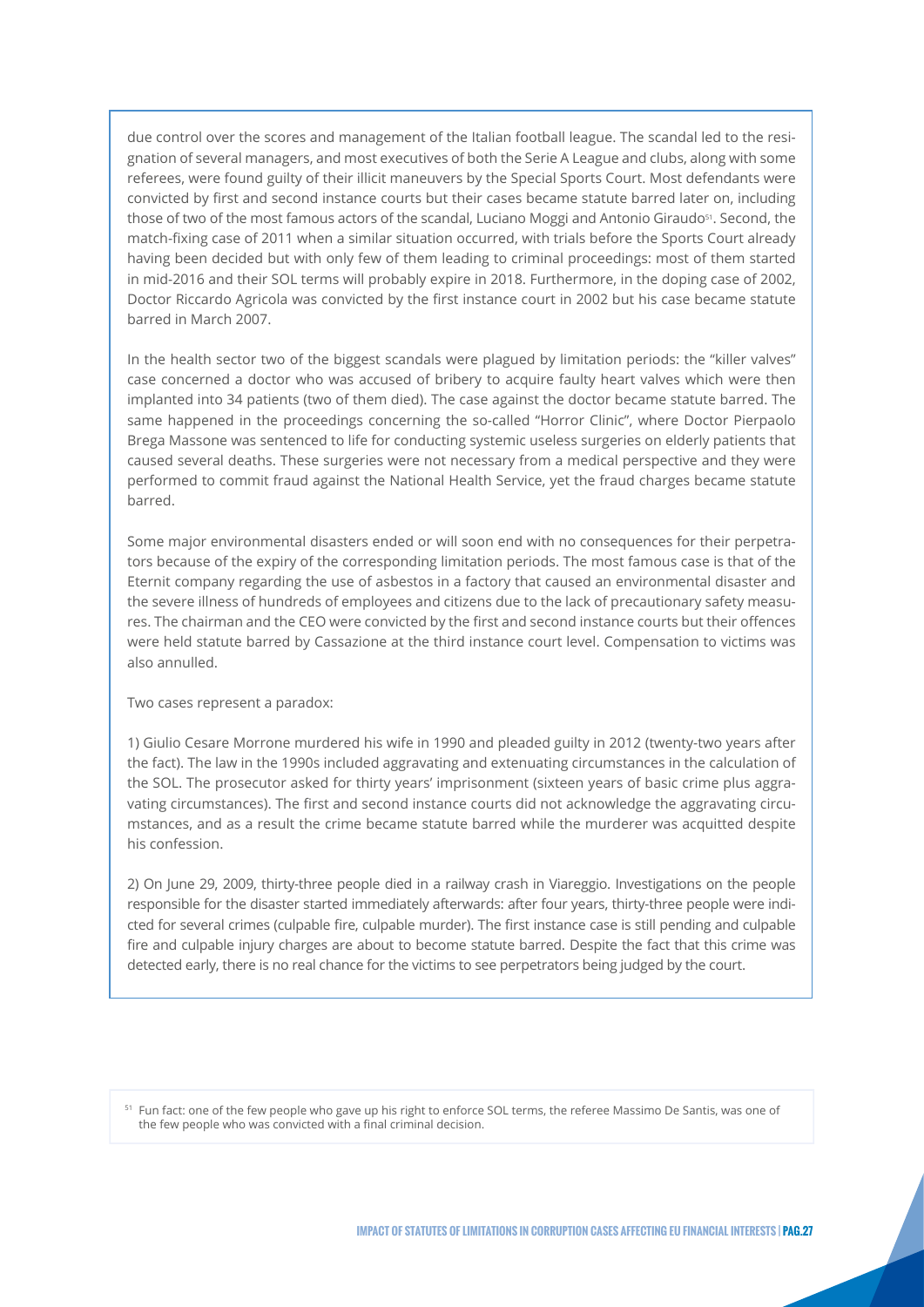due control over the scores and management of the Italian football league. The scandal led to the resignation of several managers, and most executives of both the Serie A League and clubs, along with some referees, were found guilty of their illicit maneuvers by the Special Sports Court. Most defendants were convicted by first and second instance courts but their cases became statute barred later on, including those of two of the most famous actors of the scandal, Luciano Moggi and Antonio Giraudo[51]. Second, the match-fixing case of 2011 when a similar situation occurred, with trials before the Sports Court already having been decided but with only few of them leading to criminal proceedings: most of them started in mid-2016 and their SOL terms will probably expire in 2018. Furthermore, in the doping case of 2002, Doctor Riccardo Agricola was convicted by the first instance court in 2002 but his case became statute barred in March 2007.

In the health sector two of the biggest scandals were plagued by limitation periods: the "killer valves" case concerned a doctor who was accused of bribery to acquire faulty heart valves which were then implanted into 34 patients (two of them died). The case against the doctor became statute barred. The same happened in the proceedings concerning the so-called "Horror Clinic", where Doctor Pierpaolo Brega Massone was sentenced to life for conducting systemic useless surgeries on elderly patients that caused several deaths. These surgeries were not necessary from a medical perspective and they were performed to commit fraud against the National Health Service, yet the fraud charges became statute barred.

Some major environmental disasters ended or will soon end with no consequences for their perpetrators because of the expiry of the corresponding limitation periods. The most famous case is that of the Eternit company regarding the use of asbestos in a factory that caused an environmental disaster and the severe illness of hundreds of employees and citizens due to the lack of precautionary safety measures. The chairman and the CEO were convicted by the first and second instance courts but their offences were held statute barred by Cassazione at the third instance court level. Compensation to victims was also annulled.

Two cases represent a paradox:

1) Giulio Cesare Morrone murdered his wife in 1990 and pleaded guilty in 2012 (twenty-two years after the fact). The law in the 1990s included aggravating and extenuating circumstances in the calculation of the SOL. The prosecutor asked for thirty years' imprisonment (sixteen years of basic crime plus aggravating circumstances). The first and second instance courts did not acknowledge the aggravating circumstances, and as a result the crime became statute barred while the murderer was acquitted despite his confession.

2) On June 29, 2009, thirty-three people died in a railway crash in Viareggio. Investigations on the people responsible for the disaster started immediately afterwards: after four years, thirty-three people were indicted for several crimes (culpable fire, culpable murder). The first instance case is still pending and culpable fire and culpable injury charges are about to become statute barred. Despite the fact that this crime was detected early, there is no real chance for the victims to see perpetrators being judged by the court.

[51] Fun fact: one of the few people who gave up his right to enforce SOL terms, the referee Massimo De Santis, was one of the few people who was convicted with a final criminal decision.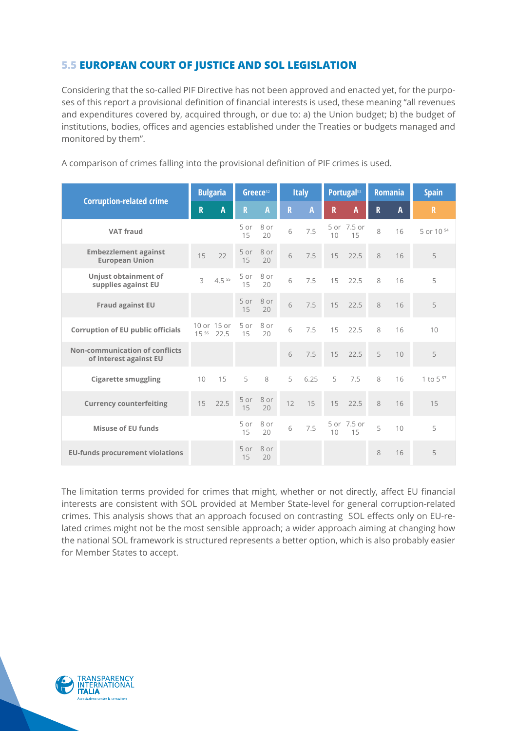## 5.5 EUROPEAN COURT OF JUSTICE AND SOL LEGISLATION

Considering that the so-called PIF Directive has not been approved and enacted yet, for the purposes of this report a provisional definition of financial interests is used, these meaning "all revenues and expenditures covered by, acquired through, or due to: a) the Union budget; b) the budget of institutions, bodies, offices and agencies established under the Treaties or budgets managed and monitored by them".

A comparison of crimes falling into the provisional definition of PIF crimes is used.

| Corruption-related crime | Bulgaria | | Greece[52] | | Italy | | Portugal[53] | | Romania | | Spain |
|---|---|---|---|---|---|---|---|---|---|---|---|
| | R | A | R | A | R | A | R | A | R | A | R |
| VAT fraud | | | 5 or 15 | 8 or 20 | 6 | 7.5 | 5 or 10 | 7.5 or 15 | 8 | 16 | 5 or 10 [54] |
| Embezzlement against European Union | 15 | 22 | 5 or 15 | 8 or 20 | 6 | 7.5 | 15 | 22.5 | 8 | 16 | 5 |
| Unjust obtainment of supplies against EU | 3 | 4.5 [55] | 5 or 15 | 8 or 20 | 6 | 7.5 | 15 | 22.5 | 8 | 16 | 5 |
| Fraud against EU | | | 5 or 15 | 8 or 20 | 6 | 7.5 | 15 | 22.5 | 8 | 16 | 5 |
| Corruption of EU public officials | 10 or 15 [56] | 15 or 22.5 | 5 or 15 | 8 or 20 | 6 | 7.5 | 15 | 22.5 | 8 | 16 | 10 |
| Non-communication of conflicts of interest against EU | | | | | 6 | 7.5 | 15 | 22.5 | 5 | 10 | 5 |
| Cigarette smuggling | 10 | 15 | 5 | 8 | 5 | 6.25 | 5 | 7.5 | 8 | 16 | 1 to 5 [57] |
| Currency counterfeiting | 15 | 22.5 | 5 or 15 | 8 or 20 | 12 | 15 | 15 | 22.5 | 8 | 16 | 15 |
| Misuse of EU funds | | | 5 or 15 | 8 or 20 | 6 | 7.5 | 5 or 10 | 7.5 or 15 | 5 | 10 | 5 |
| EU-funds procurement violations | | | 5 or 15 | 8 or 20 | | | | | 8 | 16 | 5 |

The limitation terms provided for crimes that might, whether or not directly, affect EU financial interests are consistent with SOL provided at Member State-level for general corruption-related crimes. This analysis shows that an approach focused on contrasting SOL effects only on EU-related crimes might not be the most sensible approach; a wider approach aiming at changing how the national SOL framework is structured represents a better option, which is also probably easier for Member States to accept.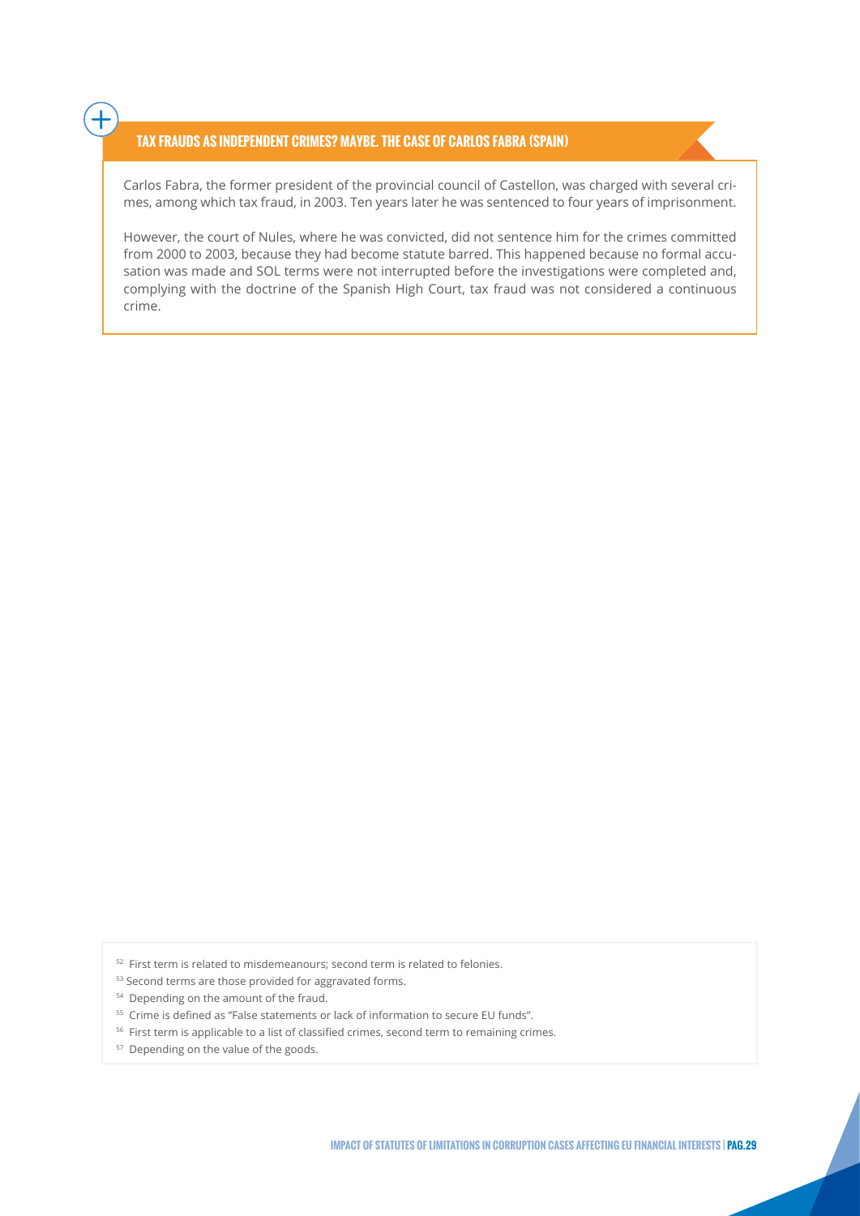### TAX FRAUDS AS INDEPENDENT CRIMES? MAYBE. THE CASE OF CARLOS FABRA (SPAIN)

Carlos Fabra, the former president of the provincial council of Castellon, was charged with several crimes, among which tax fraud, in 2003. Ten years later he was sentenced to four years of imprisonment.

However, the court of Nules, where he was convicted, did not sentence him for the crimes committed from 2000 to 2003, because they had become statute barred. This happened because no formal accusation was made and SOL terms were not interrupted before the investigations were completed and, complying with the doctrine of the Spanish High Court, tax fraud was not considered a continuous crime.

---

[52] First term is related to misdemeanours; second term is related to felonies.

[53] Second terms are those provided for aggravated forms.

[54] Depending on the amount of the fraud.

[55] Crime is defined as "False statements or lack of information to secure EU funds".

[56] First term is applicable to a list of classified crimes, second term to remaining crimes.

[57] Depending on the value of the goods.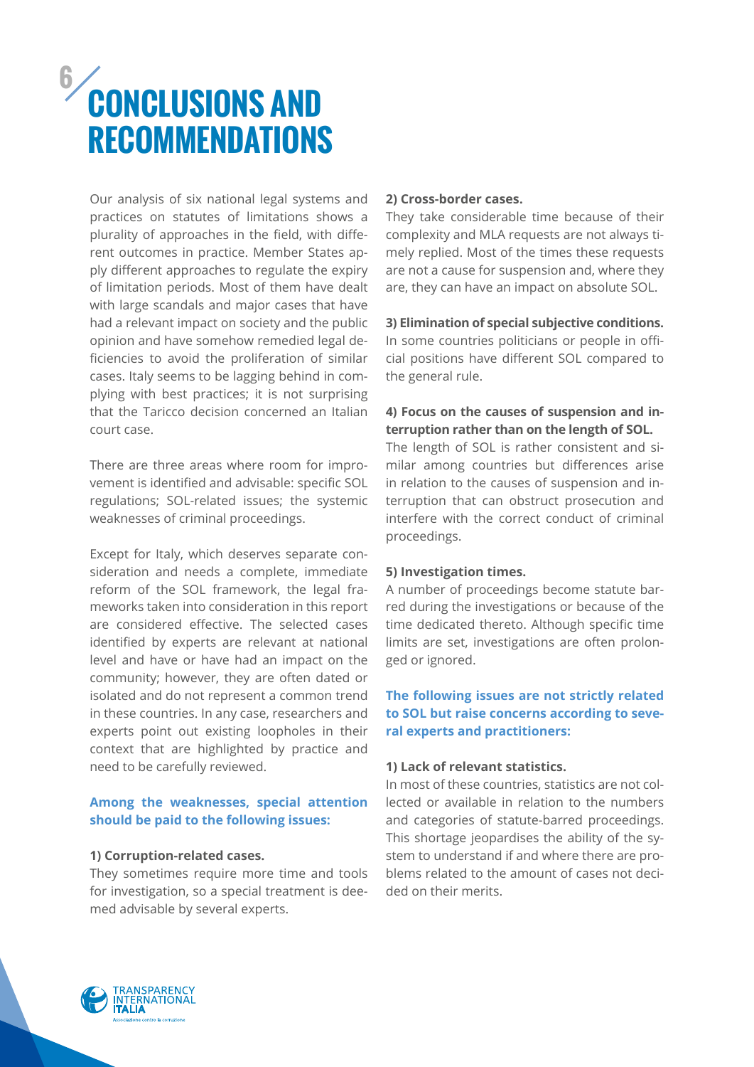# 6 CONCLUSIONS AND RECOMMENDATIONS

Our analysis of six national legal systems and practices on statutes of limitations shows a plurality of approaches in the field, with different outcomes in practice. Member States apply different approaches to regulate the expiry of limitation periods. Most of them have dealt with large scandals and major cases that have had a relevant impact on society and the public opinion and have somehow remedied legal deficiencies to avoid the proliferation of similar cases. Italy seems to be lagging behind in complying with best practices; it is not surprising that the Taricco decision concerned an Italian court case.

There are three areas where room for improvement is identified and advisable: specific SOL regulations; SOL-related issues; the systemic weaknesses of criminal proceedings.

Except for Italy, which deserves separate consideration and needs a complete, immediate reform of the SOL framework, the legal frameworks taken into consideration in this report are considered effective. The selected cases identified by experts are relevant at national level and have or have had an impact on the community; however, they are often dated or isolated and do not represent a common trend in these countries. In any case, researchers and experts point out existing loopholes in their context that are highlighted by practice and need to be carefully reviewed.

**Among the weaknesses, special attention should be paid to the following issues:**

**1) Corruption-related cases.**
They sometimes require more time and tools for investigation, so a special treatment is deemed advisable by several experts.

**2) Cross-border cases.**
They take considerable time because of their complexity and MLA requests are not always timely replied. Most of the times these requests are not a cause for suspension and, where they are, they can have an impact on absolute SOL.

**3) Elimination of special subjective conditions.**
In some countries politicians or people in official positions have different SOL compared to the general rule.

**4) Focus on the causes of suspension and interruption rather than on the length of SOL.**
The length of SOL is rather consistent and similar among countries but differences arise in relation to the causes of suspension and interruption that can obstruct prosecution and interfere with the correct conduct of criminal proceedings.

**5) Investigation times.**
A number of proceedings become statute barred during the investigations or because of the time dedicated thereto. Although specific time limits are set, investigations are often prolonged or ignored.

**The following issues are not strictly related to SOL but raise concerns according to several experts and practitioners:**

**1) Lack of relevant statistics.**
In most of these countries, statistics are not collected or available in relation to the numbers and categories of statute-barred proceedings. This shortage jeopardises the ability of the system to understand if and where there are problems related to the amount of cases not decided on their merits.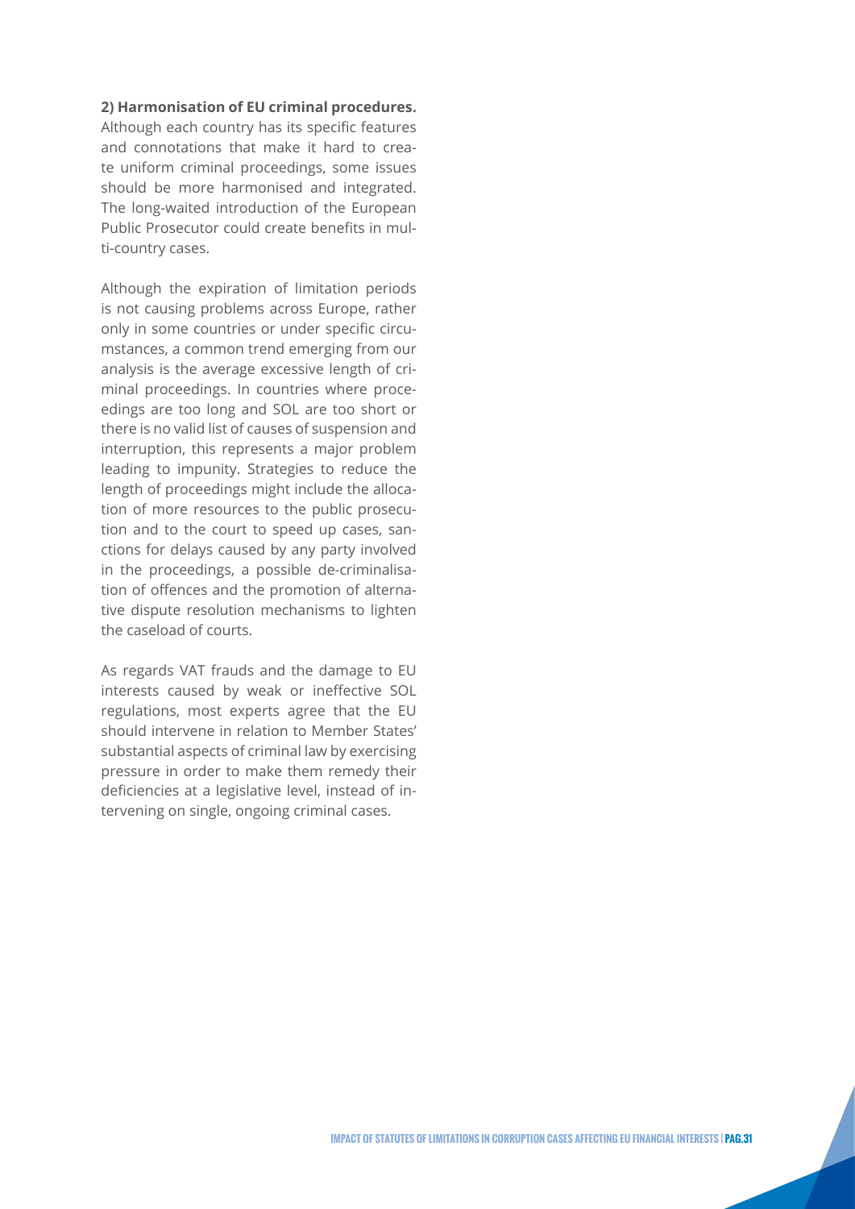**2) Harmonisation of EU criminal procedures.** Although each country has its specific features and connotations that make it hard to create uniform criminal proceedings, some issues should be more harmonised and integrated. The long-waited introduction of the European Public Prosecutor could create benefits in multi-country cases.

Although the expiration of limitation periods is not causing problems across Europe, rather only in some countries or under specific circumstances, a common trend emerging from our analysis is the average excessive length of criminal proceedings. In countries where proceedings are too long and SOL are too short or there is no valid list of causes of suspension and interruption, this represents a major problem leading to impunity. Strategies to reduce the length of proceedings might include the allocation of more resources to the public prosecution and to the court to speed up cases, sanctions for delays caused by any party involved in the proceedings, a possible de-criminalisation of offences and the promotion of alternative dispute resolution mechanisms to lighten the caseload of courts.

As regards VAT frauds and the damage to EU interests caused by weak or ineffective SOL regulations, most experts agree that the EU should intervene in relation to Member States' substantial aspects of criminal law by exercising pressure in order to make them remedy their deficiencies at a legislative level, instead of intervening on single, ongoing criminal cases.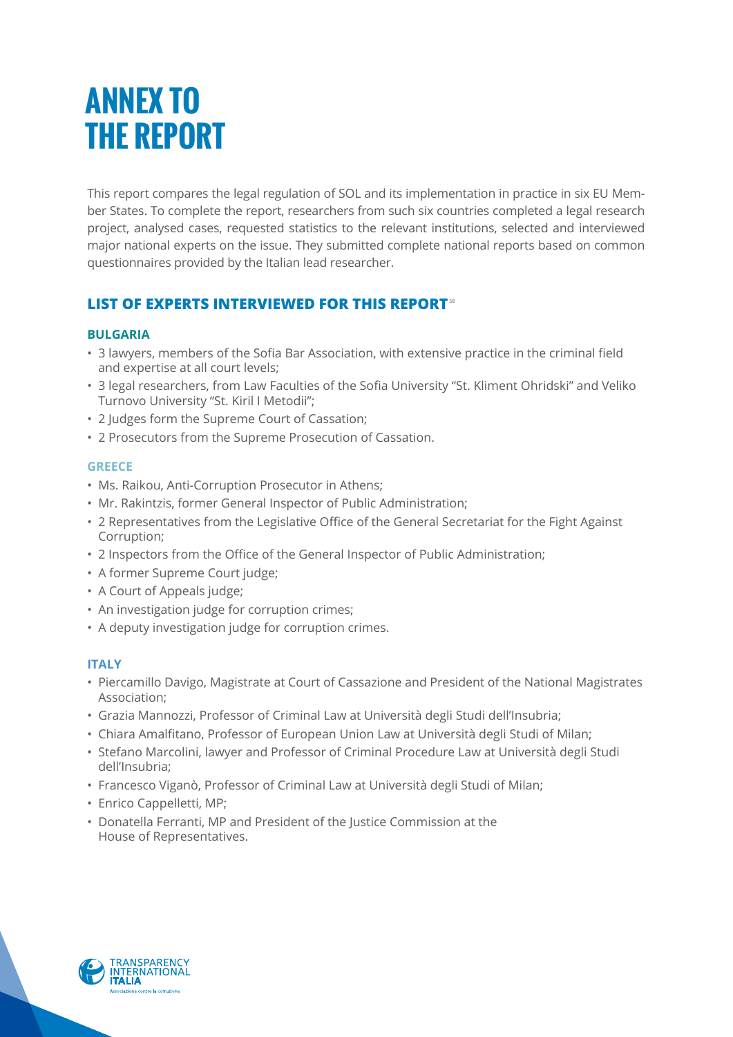# ANNEX TO THE REPORT

This report compares the legal regulation of SOL and its implementation in practice in six EU Member States. To complete the report, researchers from such six countries completed a legal research project, analysed cases, requested statistics to the relevant institutions, selected and interviewed major national experts on the issue. They submitted complete national reports based on common questionnaires provided by the Italian lead researcher.

## LIST OF EXPERTS INTERVIEWED FOR THIS REPORT[58]

### BULGARIA

- 3 lawyers, members of the Sofia Bar Association, with extensive practice in the criminal field and expertise at all court levels;
- 3 legal researchers, from Law Faculties of the Sofia University "St. Kliment Ohridski" and Veliko Turnovo University "St. Kiril I Metodii";
- 2 Judges form the Supreme Court of Cassation;
- 2 Prosecutors from the Supreme Prosecution of Cassation.

### GREECE

- Ms. Raikou, Anti-Corruption Prosecutor in Athens;
- Mr. Rakintzis, former General Inspector of Public Administration;
- 2 Representatives from the Legislative Office of the General Secretariat for the Fight Against Corruption;
- 2 Inspectors from the Office of the General Inspector of Public Administration;
- A former Supreme Court judge;
- A Court of Appeals judge;
- An investigation judge for corruption crimes;
- A deputy investigation judge for corruption crimes.

### ITALY

- Piercamillo Davigo, Magistrate at Court of Cassazione and President of the National Magistrates Association;
- Grazia Mannozzi, Professor of Criminal Law at Università degli Studi dell'Insubria;
- Chiara Amalfitano, Professor of European Union Law at Università degli Studi of Milan;
- Stefano Marcolini, lawyer and Professor of Criminal Procedure Law at Università degli Studi dell'Insubria;
- Francesco Viganò, Professor of Criminal Law at Università degli Studi of Milan;
- Enrico Cappelletti, MP;
- Donatella Ferranti, MP and President of the Justice Commission at the House of Representatives.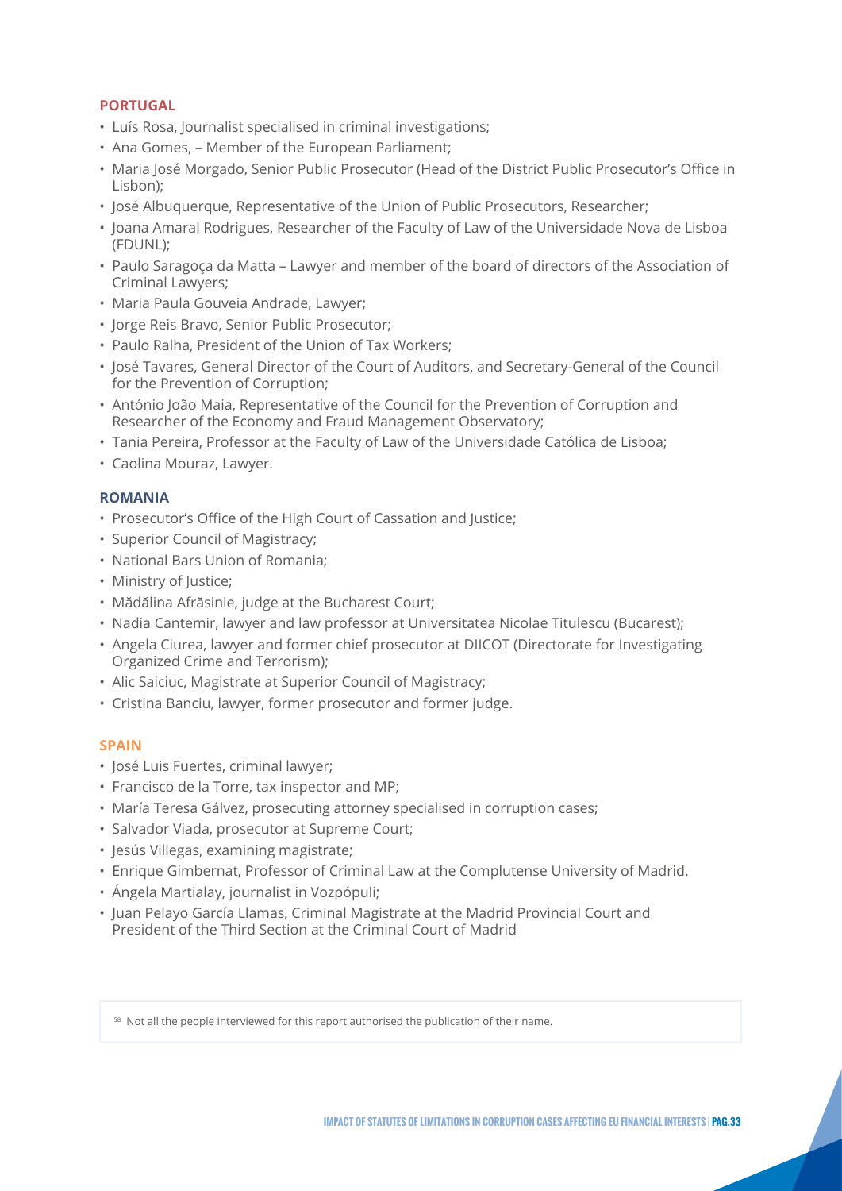### PORTUGAL

- Luís Rosa, Journalist specialised in criminal investigations;
- Ana Gomes, – Member of the European Parliament;
- Maria José Morgado, Senior Public Prosecutor (Head of the District Public Prosecutor's Office in Lisbon);
- José Albuquerque, Representative of the Union of Public Prosecutors, Researcher;
- Joana Amaral Rodrigues, Researcher of the Faculty of Law of the Universidade Nova de Lisboa (FDUNL);
- Paulo Saragoça da Matta – Lawyer and member of the board of directors of the Association of Criminal Lawyers;
- Maria Paula Gouveia Andrade, Lawyer;
- Jorge Reis Bravo, Senior Public Prosecutor;
- Paulo Ralha, President of the Union of Tax Workers;
- José Tavares, General Director of the Court of Auditors, and Secretary-General of the Council for the Prevention of Corruption;
- António João Maia, Representative of the Council for the Prevention of Corruption and Researcher of the Economy and Fraud Management Observatory;
- Tania Pereira, Professor at the Faculty of Law of the Universidade Católica de Lisboa;
- Caolina Mouraz, Lawyer.

### ROMANIA

- Prosecutor's Office of the High Court of Cassation and Justice;
- Superior Council of Magistracy;
- National Bars Union of Romania;
- Ministry of Justice;
- Mădălina Afrăsinie, judge at the Bucharest Court;
- Nadia Cantemir, lawyer and law professor at Universitatea Nicolae Titulescu (Bucarest);
- Angela Ciurea, lawyer and former chief prosecutor at DIICOT (Directorate for Investigating Organized Crime and Terrorism);
- Alic Saiciuc, Magistrate at Superior Council of Magistracy;
- Cristina Banciu, lawyer, former prosecutor and former judge.

### SPAIN

- José Luis Fuertes, criminal lawyer;
- Francisco de la Torre, tax inspector and MP;
- María Teresa Gálvez, prosecuting attorney specialised in corruption cases;
- Salvador Viada, prosecutor at Supreme Court;
- Jesús Villegas, examining magistrate;
- Enrique Gimbernat, Professor of Criminal Law at the Complutense University of Madrid.
- Ángela Martialay, journalist in Vozpópuli;
- Juan Pelayo García Llamas, Criminal Magistrate at the Madrid Provincial Court and President of the Third Section at the Criminal Court of Madrid

[58] Not all the people interviewed for this report authorised the publication of their name.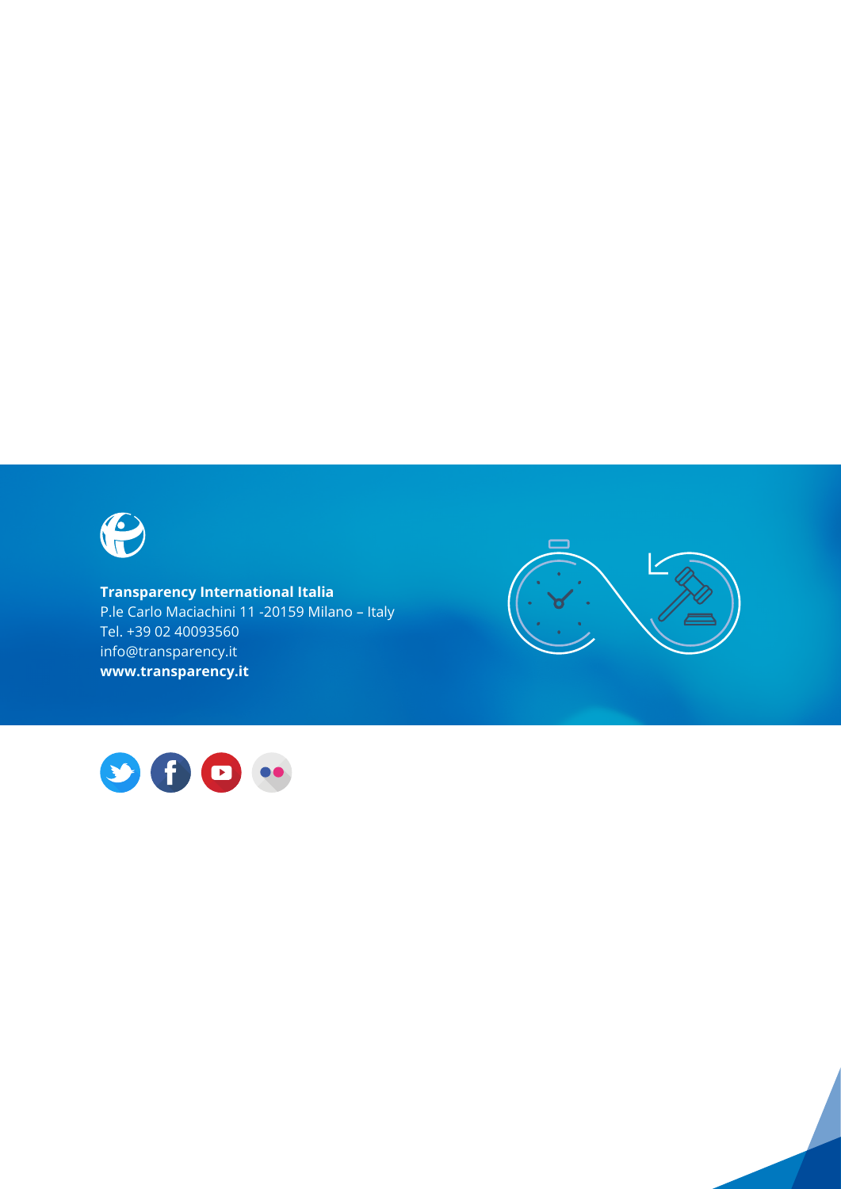**Transparency International Italia**
P.le Carlo Maciachini 11 -20159 Milano – Italy
Tel. +39 02 40093560
info@transparency.it
**www.transparency.it**